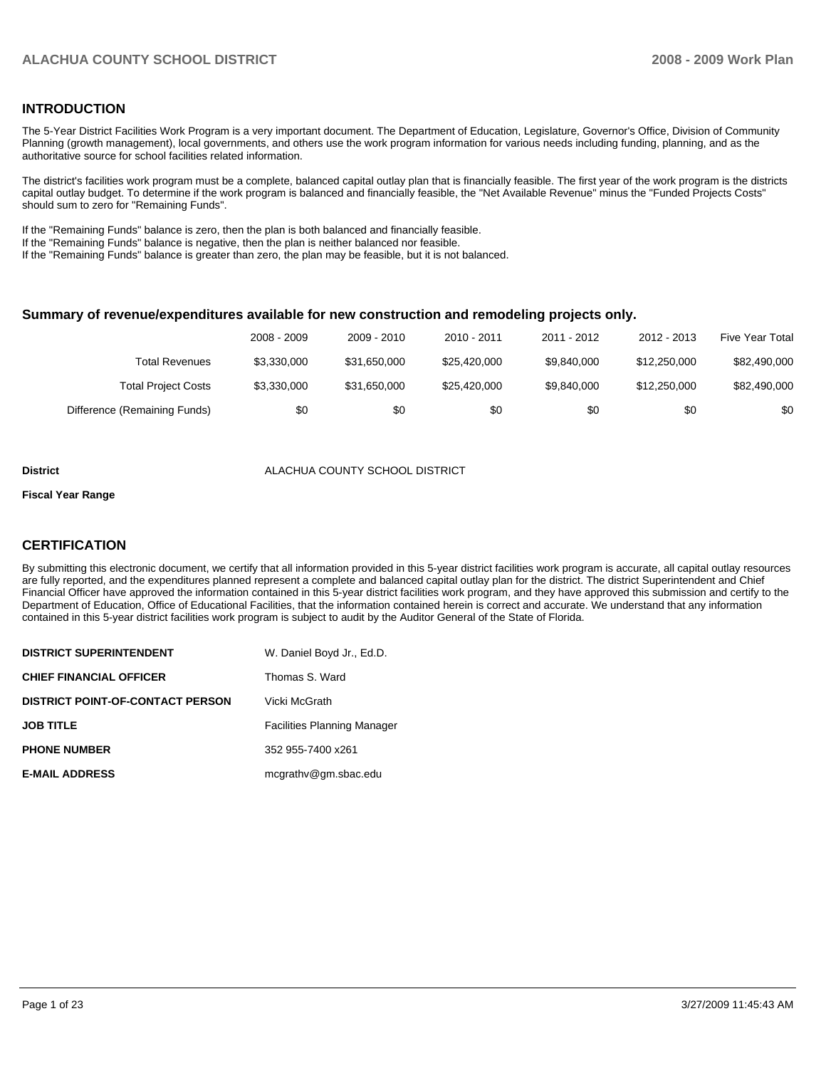## INTRODUCTION

The 5-Year District Facilities Work Program is a very important document. The Department of Education, Legislature, Governor's Office, Division of Community Planning (growth management), local governments, and others use the work program information for various needs including funding, planning, and as the authoritative source for school facilities related information.

The district's facilities work program must be a complete, balanced capital outlay plan that is financially feasible. The first year of the work program is the districts capital outlay budget. To determine if the work program is balanced and financially feasible, the "Net Available Revenue" minus the "Funded Projects Costs" should sum to zero for "Remaining Funds".

If the "Remaining Funds" balance is zero, then the plan is both balanced and financially feasible.
If the "Remaining Funds" balance is negative, then the plan is neither balanced nor feasible.
If the "Remaining Funds" balance is greater than zero, the plan may be feasible, but it is not balanced.

### Summary of revenue/expenditures available for new construction and remodeling projects only.

| | 2008 - 2009 | 2009 - 2010 | 2010 - 2011 | 2011 - 2012 | 2012 - 2013 | Five Year Total |
|---|---|---|---|---|---|---|
| Total Revenues | $3,330,000 | $31,650,000 | $25,420,000 | $9,840,000 | $12,250,000 | $82,490,000 |
| Total Project Costs | $3,330,000 | $31,650,000 | $25,420,000 | $9,840,000 | $12,250,000 | $82,490,000 |
| Difference (Remaining Funds) | $0 | $0 | $0 | $0 | $0 | $0 |

**District** ALACHUA COUNTY SCHOOL DISTRICT

**Fiscal Year Range**

## CERTIFICATION

By submitting this electronic document, we certify that all information provided in this 5-year district facilities work program is accurate, all capital outlay resources are fully reported, and the expenditures planned represent a complete and balanced capital outlay plan for the district. The district Superintendent and Chief Financial Officer have approved the information contained in this 5-year district facilities work program, and they have approved this submission and certify to the Department of Education, Office of Educational Facilities, that the information contained herein is correct and accurate. We understand that any information contained in this 5-year district facilities work program is subject to audit by the Auditor General of the State of Florida.

| | |
|---|---|
| **DISTRICT SUPERINTENDENT** | W. Daniel Boyd Jr., Ed.D. |
| **CHIEF FINANCIAL OFFICER** | Thomas S. Ward |
| **DISTRICT POINT-OF-CONTACT PERSON** | Vicki McGrath |
| **JOB TITLE** | Facilities Planning Manager |
| **PHONE NUMBER** | 352 955-7400 x261 |
| **E-MAIL ADDRESS** | mcgrathv@gm.sbac.edu |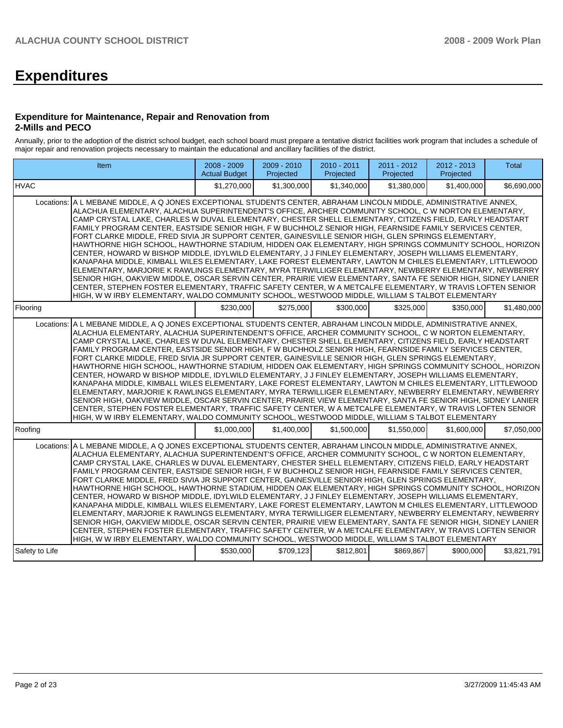# Expenditures

### Expenditure for Maintenance, Repair and Renovation from 2-Mills and PECO

Annually, prior to the adoption of the district school budget, each school board must prepare a tentative district facilities work program that includes a schedule of major repair and renovation projects necessary to maintain the educational and ancillary facilities of the district.

| Item | | 2008 - 2009 Actual Budget | 2009 - 2010 Projected | 2010 - 2011 Projected | 2011 - 2012 Projected | 2012 - 2013 Projected | Total |
|---|---|---|---|---|---|---|---|
| HVAC | | $1,270,000 | $1,300,000 | $1,340,000 | $1,380,000 | $1,400,000 | $6,690,000 |
| Locations: | A L MEBANE MIDDLE, A Q JONES EXCEPTIONAL STUDENTS CENTER, ABRAHAM LINCOLN MIDDLE, ADMINISTRATIVE ANNEX, ALACHUA ELEMENTARY, ALACHUA SUPERINTENDENT'S OFFICE, ARCHER COMMUNITY SCHOOL, C W NORTON ELEMENTARY, CAMP CRYSTAL LAKE, CHARLES W DUVAL ELEMENTARY, CHESTER SHELL ELEMENTARY, CITIZENS FIELD, EARLY HEADSTART FAMILY PROGRAM CENTER, EASTSIDE SENIOR HIGH, F W BUCHHOLZ SENIOR HIGH, FEARNSIDE FAMILY SERVICES CENTER, FORT CLARKE MIDDLE, FRED SIVIA JR SUPPORT CENTER, GAINESVILLE SENIOR HIGH, GLEN SPRINGS ELEMENTARY, HAWTHORNE HIGH SCHOOL, HAWTHORNE STADIUM, HIDDEN OAK ELEMENTARY, HIGH SPRINGS COMMUNITY SCHOOL, HORIZON CENTER, HOWARD W BISHOP MIDDLE, IDYLWILD ELEMENTARY, J J FINLEY ELEMENTARY, JOSEPH WILLIAMS ELEMENTARY, KANAPAHA MIDDLE, KIMBALL WILES ELEMENTARY, LAKE FOREST ELEMENTARY, LAWTON M CHILES ELEMENTARY, LITTLEWOOD ELEMENTARY, MARJORIE K RAWLINGS ELEMENTARY, MYRA TERWILLIGER ELEMENTARY, NEWBERRY ELEMENTARY, NEWBERRY SENIOR HIGH, OAKVIEW MIDDLE, OSCAR SERVIN CENTER, PRAIRIE VIEW ELEMENTARY, SANTA FE SENIOR HIGH, SIDNEY LANIER CENTER, STEPHEN FOSTER ELEMENTARY, TRAFFIC SAFETY CENTER, W A METCALFE ELEMENTARY, W TRAVIS LOFTEN SENIOR HIGH, W W IRBY ELEMENTARY, WALDO COMMUNITY SCHOOL, WESTWOOD MIDDLE, WILLIAM S TALBOT ELEMENTARY | | | | | | |
| Flooring | | $230,000 | $275,000 | $300,000 | $325,000 | $350,000 | $1,480,000 |
| Locations: | A L MEBANE MIDDLE, A Q JONES EXCEPTIONAL STUDENTS CENTER, ABRAHAM LINCOLN MIDDLE, ADMINISTRATIVE ANNEX, ALACHUA ELEMENTARY, ALACHUA SUPERINTENDENT'S OFFICE, ARCHER COMMUNITY SCHOOL, C W NORTON ELEMENTARY, CAMP CRYSTAL LAKE, CHARLES W DUVAL ELEMENTARY, CHESTER SHELL ELEMENTARY, CITIZENS FIELD, EARLY HEADSTART FAMILY PROGRAM CENTER, EASTSIDE SENIOR HIGH, F W BUCHHOLZ SENIOR HIGH, FEARNSIDE FAMILY SERVICES CENTER, FORT CLARKE MIDDLE, FRED SIVIA JR SUPPORT CENTER, GAINESVILLE SENIOR HIGH, GLEN SPRINGS ELEMENTARY, HAWTHORNE HIGH SCHOOL, HAWTHORNE STADIUM, HIDDEN OAK ELEMENTARY, HIGH SPRINGS COMMUNITY SCHOOL, HORIZON CENTER, HOWARD W BISHOP MIDDLE, IDYLWILD ELEMENTARY, J J FINLEY ELEMENTARY, JOSEPH WILLIAMS ELEMENTARY, KANAPAHA MIDDLE, KIMBALL WILES ELEMENTARY, LAKE FOREST ELEMENTARY, LAWTON M CHILES ELEMENTARY, LITTLEWOOD ELEMENTARY, MARJORIE K RAWLINGS ELEMENTARY, MYRA TERWILLIGER ELEMENTARY, NEWBERRY ELEMENTARY, NEWBERRY SENIOR HIGH, OAKVIEW MIDDLE, OSCAR SERVIN CENTER, PRAIRIE VIEW ELEMENTARY, SANTA FE SENIOR HIGH, SIDNEY LANIER CENTER, STEPHEN FOSTER ELEMENTARY, TRAFFIC SAFETY CENTER, W A METCALFE ELEMENTARY, W TRAVIS LOFTEN SENIOR HIGH, W W IRBY ELEMENTARY, WALDO COMMUNITY SCHOOL, WESTWOOD MIDDLE, WILLIAM S TALBOT ELEMENTARY | | | | | | |
| Roofing | | $1,000,000 | $1,400,000 | $1,500,000 | $1,550,000 | $1,600,000 | $7,050,000 |
| Locations: | A L MEBANE MIDDLE, A Q JONES EXCEPTIONAL STUDENTS CENTER, ABRAHAM LINCOLN MIDDLE, ADMINISTRATIVE ANNEX, ALACHUA ELEMENTARY, ALACHUA SUPERINTENDENT'S OFFICE, ARCHER COMMUNITY SCHOOL, C W NORTON ELEMENTARY, CAMP CRYSTAL LAKE, CHARLES W DUVAL ELEMENTARY, CHESTER SHELL ELEMENTARY, CITIZENS FIELD, EARLY HEADSTART FAMILY PROGRAM CENTER, EASTSIDE SENIOR HIGH, F W BUCHHOLZ SENIOR HIGH, FEARNSIDE FAMILY SERVICES CENTER, FORT CLARKE MIDDLE, FRED SIVIA JR SUPPORT CENTER, GAINESVILLE SENIOR HIGH, GLEN SPRINGS ELEMENTARY, HAWTHORNE HIGH SCHOOL, HAWTHORNE STADIUM, HIDDEN OAK ELEMENTARY, HIGH SPRINGS COMMUNITY SCHOOL, HORIZON CENTER, HOWARD W BISHOP MIDDLE, IDYLWILD ELEMENTARY, J J FINLEY ELEMENTARY, JOSEPH WILLIAMS ELEMENTARY, KANAPAHA MIDDLE, KIMBALL WILES ELEMENTARY, LAKE FOREST ELEMENTARY, LAWTON M CHILES ELEMENTARY, LITTLEWOOD ELEMENTARY, MARJORIE K RAWLINGS ELEMENTARY, MYRA TERWILLIGER ELEMENTARY, NEWBERRY ELEMENTARY, NEWBERRY SENIOR HIGH, OAKVIEW MIDDLE, OSCAR SERVIN CENTER, PRAIRIE VIEW ELEMENTARY, SANTA FE SENIOR HIGH, SIDNEY LANIER CENTER, STEPHEN FOSTER ELEMENTARY, TRAFFIC SAFETY CENTER, W A METCALFE ELEMENTARY, W TRAVIS LOFTEN SENIOR HIGH, W W IRBY ELEMENTARY, WALDO COMMUNITY SCHOOL, WESTWOOD MIDDLE, WILLIAM S TALBOT ELEMENTARY | | | | | | |
| Safety to Life | | $530,000 | $709,123 | $812,801 | $869,867 | $900,000 | $3,821,791 |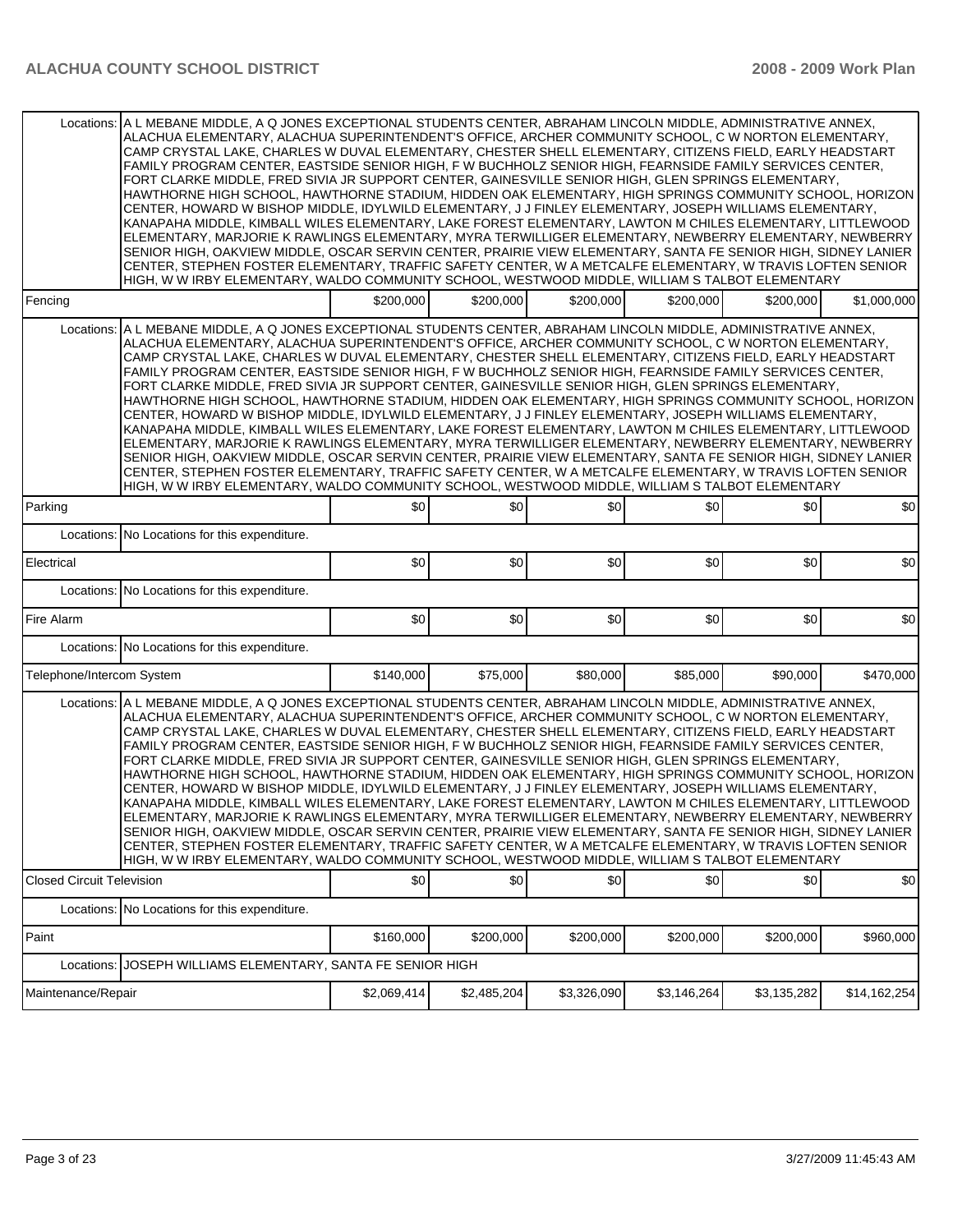| | | | | | | |
|---|---|---|---|---|---|---|
| Locations: | A L MEBANE MIDDLE, A Q JONES EXCEPTIONAL STUDENTS CENTER, ABRAHAM LINCOLN MIDDLE, ADMINISTRATIVE ANNEX, ALACHUA ELEMENTARY, ALACHUA SUPERINTENDENT'S OFFICE, ARCHER COMMUNITY SCHOOL, C W NORTON ELEMENTARY, CAMP CRYSTAL LAKE, CHARLES W DUVAL ELEMENTARY, CHESTER SHELL ELEMENTARY, CITIZENS FIELD, EARLY HEADSTART FAMILY PROGRAM CENTER, EASTSIDE SENIOR HIGH, F W BUCHHOLZ SENIOR HIGH, FEARNSIDE FAMILY SERVICES CENTER, FORT CLARKE MIDDLE, FRED SIVIA JR SUPPORT CENTER, GAINESVILLE SENIOR HIGH, GLEN SPRINGS ELEMENTARY, HAWTHORNE HIGH SCHOOL, HAWTHORNE STADIUM, HIDDEN OAK ELEMENTARY, HIGH SPRINGS COMMUNITY SCHOOL, HORIZON CENTER, HOWARD W BISHOP MIDDLE, IDYLWILD ELEMENTARY, J J FINLEY ELEMENTARY, JOSEPH WILLIAMS ELEMENTARY, KANAPAHA MIDDLE, KIMBALL WILES ELEMENTARY, LAKE FOREST ELEMENTARY, LAWTON M CHILES ELEMENTARY, LITTLEWOOD ELEMENTARY, MARJORIE K RAWLINGS ELEMENTARY, MYRA TERWILLIGER ELEMENTARY, NEWBERRY ELEMENTARY, NEWBERRY SENIOR HIGH, OAKVIEW MIDDLE, OSCAR SERVIN CENTER, PRAIRIE VIEW ELEMENTARY, SANTA FE SENIOR HIGH, SIDNEY LANIER CENTER, STEPHEN FOSTER ELEMENTARY, TRAFFIC SAFETY CENTER, W A METCALFE ELEMENTARY, W TRAVIS LOFTEN SENIOR HIGH, W W IRBY ELEMENTARY, WALDO COMMUNITY SCHOOL, WESTWOOD MIDDLE, WILLIAM S TALBOT ELEMENTARY | | | | | |
| Fencing | | $200,000 | $200,000 | $200,000 | $200,000 | $200,000 | $1,000,000 |
| Locations: | A L MEBANE MIDDLE, A Q JONES EXCEPTIONAL STUDENTS CENTER, ABRAHAM LINCOLN MIDDLE, ADMINISTRATIVE ANNEX, ALACHUA ELEMENTARY, ALACHUA SUPERINTENDENT'S OFFICE, ARCHER COMMUNITY SCHOOL, C W NORTON ELEMENTARY, CAMP CRYSTAL LAKE, CHARLES W DUVAL ELEMENTARY, CHESTER SHELL ELEMENTARY, CITIZENS FIELD, EARLY HEADSTART FAMILY PROGRAM CENTER, EASTSIDE SENIOR HIGH, F W BUCHHOLZ SENIOR HIGH, FEARNSIDE FAMILY SERVICES CENTER, FORT CLARKE MIDDLE, FRED SIVIA JR SUPPORT CENTER, GAINESVILLE SENIOR HIGH, GLEN SPRINGS ELEMENTARY, HAWTHORNE HIGH SCHOOL, HAWTHORNE STADIUM, HIDDEN OAK ELEMENTARY, HIGH SPRINGS COMMUNITY SCHOOL, HORIZON CENTER, HOWARD W BISHOP MIDDLE, IDYLWILD ELEMENTARY, J J FINLEY ELEMENTARY, JOSEPH WILLIAMS ELEMENTARY, KANAPAHA MIDDLE, KIMBALL WILES ELEMENTARY, LAKE FOREST ELEMENTARY, LAWTON M CHILES ELEMENTARY, LITTLEWOOD ELEMENTARY, MARJORIE K RAWLINGS ELEMENTARY, MYRA TERWILLIGER ELEMENTARY, NEWBERRY ELEMENTARY, NEWBERRY SENIOR HIGH, OAKVIEW MIDDLE, OSCAR SERVIN CENTER, PRAIRIE VIEW ELEMENTARY, SANTA FE SENIOR HIGH, SIDNEY LANIER CENTER, STEPHEN FOSTER ELEMENTARY, TRAFFIC SAFETY CENTER, W A METCALFE ELEMENTARY, W TRAVIS LOFTEN SENIOR HIGH, W W IRBY ELEMENTARY, WALDO COMMUNITY SCHOOL, WESTWOOD MIDDLE, WILLIAM S TALBOT ELEMENTARY | | | | | |
| Parking | | $0 | $0 | $0 | $0 | $0 | $0 |
| Locations: | No Locations for this expenditure. | | | | | |
| Electrical | | $0 | $0 | $0 | $0 | $0 | $0 |
| Locations: | No Locations for this expenditure. | | | | | |
| Fire Alarm | | $0 | $0 | $0 | $0 | $0 | $0 |
| Locations: | No Locations for this expenditure. | | | | | |
| Telephone/Intercom System | | $140,000 | $75,000 | $80,000 | $85,000 | $90,000 | $470,000 |
| Locations: | A L MEBANE MIDDLE, A Q JONES EXCEPTIONAL STUDENTS CENTER, ABRAHAM LINCOLN MIDDLE, ADMINISTRATIVE ANNEX, ALACHUA ELEMENTARY, ALACHUA SUPERINTENDENT'S OFFICE, ARCHER COMMUNITY SCHOOL, C W NORTON ELEMENTARY, CAMP CRYSTAL LAKE, CHARLES W DUVAL ELEMENTARY, CHESTER SHELL ELEMENTARY, CITIZENS FIELD, EARLY HEADSTART FAMILY PROGRAM CENTER, EASTSIDE SENIOR HIGH, F W BUCHHOLZ SENIOR HIGH, FEARNSIDE FAMILY SERVICES CENTER, FORT CLARKE MIDDLE, FRED SIVIA JR SUPPORT CENTER, GAINESVILLE SENIOR HIGH, GLEN SPRINGS ELEMENTARY, HAWTHORNE HIGH SCHOOL, HAWTHORNE STADIUM, HIDDEN OAK ELEMENTARY, HIGH SPRINGS COMMUNITY SCHOOL, HORIZON CENTER, HOWARD W BISHOP MIDDLE, IDYLWILD ELEMENTARY, J J FINLEY ELEMENTARY, JOSEPH WILLIAMS ELEMENTARY, KANAPAHA MIDDLE, KIMBALL WILES ELEMENTARY, LAKE FOREST ELEMENTARY, LAWTON M CHILES ELEMENTARY, LITTLEWOOD ELEMENTARY, MARJORIE K RAWLINGS ELEMENTARY, MYRA TERWILLIGER ELEMENTARY, NEWBERRY ELEMENTARY, NEWBERRY SENIOR HIGH, OAKVIEW MIDDLE, OSCAR SERVIN CENTER, PRAIRIE VIEW ELEMENTARY, SANTA FE SENIOR HIGH, SIDNEY LANIER CENTER, STEPHEN FOSTER ELEMENTARY, TRAFFIC SAFETY CENTER, W A METCALFE ELEMENTARY, W TRAVIS LOFTEN SENIOR HIGH, W W IRBY ELEMENTARY, WALDO COMMUNITY SCHOOL, WESTWOOD MIDDLE, WILLIAM S TALBOT ELEMENTARY | | | | | |
| Closed Circuit Television | | $0 | $0 | $0 | $0 | $0 | $0 |
| Locations: | No Locations for this expenditure. | | | | | |
| Paint | | $160,000 | $200,000 | $200,000 | $200,000 | $200,000 | $960,000 |
| Locations: | JOSEPH WILLIAMS ELEMENTARY, SANTA FE SENIOR HIGH | | | | | |
| Maintenance/Repair | | $2,069,414 | $2,485,204 | $3,326,090 | $3,146,264 | $3,135,282 | $14,162,254 |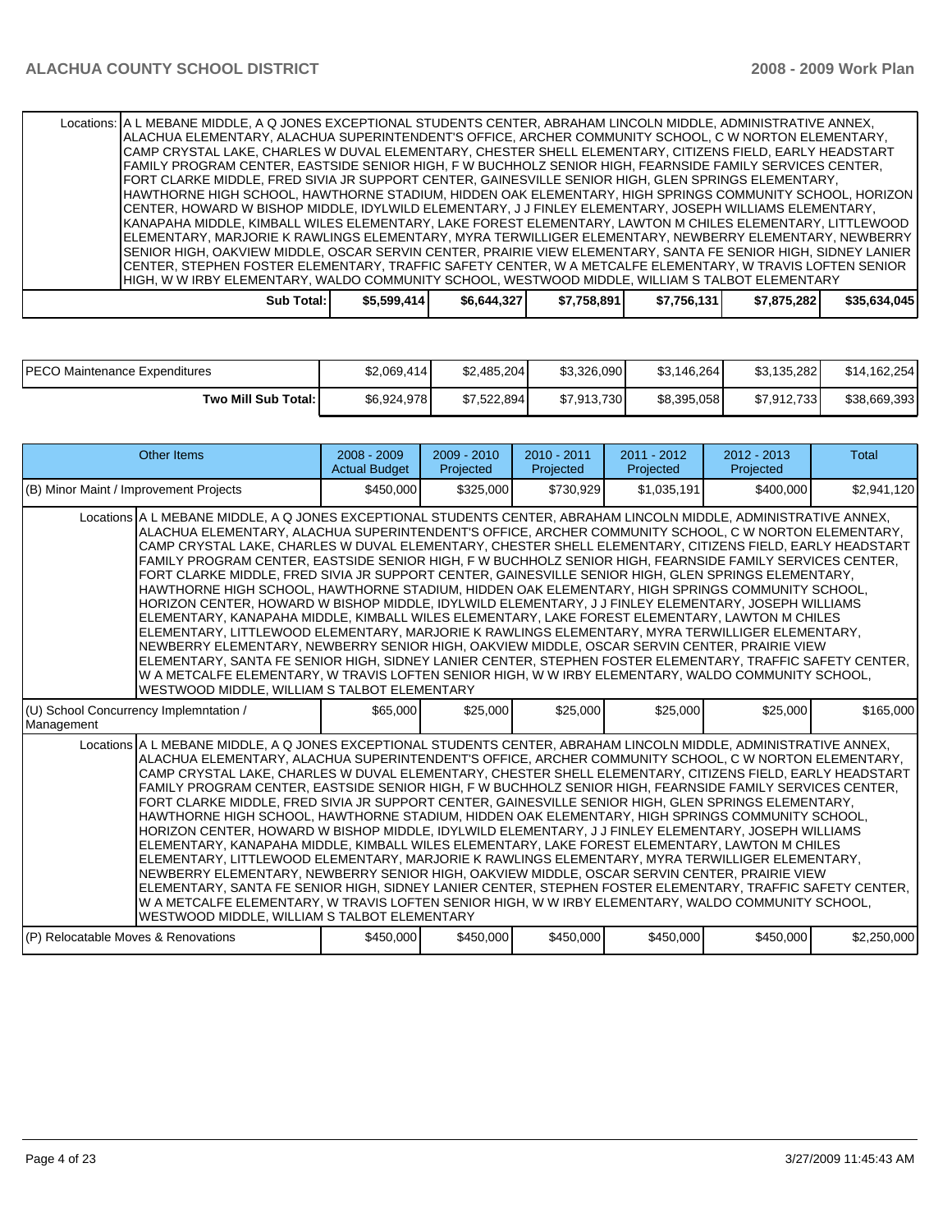| | | | | | | |
|---|---|---|---|---|---|---|
| Locations: | A L MEBANE MIDDLE, A Q JONES EXCEPTIONAL STUDENTS CENTER, ABRAHAM LINCOLN MIDDLE, ADMINISTRATIVE ANNEX, ALACHUA ELEMENTARY, ALACHUA SUPERINTENDENT'S OFFICE, ARCHER COMMUNITY SCHOOL, C W NORTON ELEMENTARY, CAMP CRYSTAL LAKE, CHARLES W DUVAL ELEMENTARY, CHESTER SHELL ELEMENTARY, CITIZENS FIELD, EARLY HEADSTART FAMILY PROGRAM CENTER, EASTSIDE SENIOR HIGH, F W BUCHHOLZ SENIOR HIGH, FEARNSIDE FAMILY SERVICES CENTER, FORT CLARKE MIDDLE, FRED SIVIA JR SUPPORT CENTER, GAINESVILLE SENIOR HIGH, GLEN SPRINGS ELEMENTARY, HAWTHORNE HIGH SCHOOL, HAWTHORNE STADIUM, HIDDEN OAK ELEMENTARY, HIGH SPRINGS COMMUNITY SCHOOL, HORIZON CENTER, HOWARD W BISHOP MIDDLE, IDYLWILD ELEMENTARY, J J FINLEY ELEMENTARY, JOSEPH WILLIAMS ELEMENTARY, KANAPAHA MIDDLE, KIMBALL WILES ELEMENTARY, LAKE FOREST ELEMENTARY, LAWTON M CHILES ELEMENTARY, LITTLEWOOD ELEMENTARY, MARJORIE K RAWLINGS ELEMENTARY, MYRA TERWILLIGER ELEMENTARY, NEWBERRY ELEMENTARY, NEWBERRY SENIOR HIGH, OAKVIEW MIDDLE, OSCAR SERVIN CENTER, PRAIRIE VIEW ELEMENTARY, SANTA FE SENIOR HIGH, SIDNEY LANIER CENTER, STEPHEN FOSTER ELEMENTARY, TRAFFIC SAFETY CENTER, W A METCALFE ELEMENTARY, W TRAVIS LOFTEN SENIOR HIGH, W W IRBY ELEMENTARY, WALDO COMMUNITY SCHOOL, WESTWOOD MIDDLE, WILLIAM S TALBOT ELEMENTARY | | | | | |
| **Sub Total:** | $5,599,414 | $6,644,327 | $7,758,891 | $7,756,131 | $7,875,282 | $35,634,045 |

| | | | | | | |
|---|---|---|---|---|---|---|
| PECO Maintenance Expenditures | $2,069,414 | $2,485,204 | $3,326,090 | $3,146,264 | $3,135,282 | $14,162,254 |
| **Two Mill Sub Total:** | $6,924,978 | $7,522,894 | $7,913,730 | $8,395,058 | $7,912,733 | $38,669,393 |

| Other Items | 2008 - 2009 Actual Budget | 2009 - 2010 Projected | 2010 - 2011 Projected | 2011 - 2012 Projected | 2012 - 2013 Projected | Total |
|---|---|---|---|---|---|---|
| (B) Minor Maint / Improvement Projects | $450,000 | $325,000 | $730,929 | $1,035,191 | $400,000 | $2,941,120 |
| Locations | A L MEBANE MIDDLE, A Q JONES EXCEPTIONAL STUDENTS CENTER, ABRAHAM LINCOLN MIDDLE, ADMINISTRATIVE ANNEX, ALACHUA ELEMENTARY, ALACHUA SUPERINTENDENT'S OFFICE, ARCHER COMMUNITY SCHOOL, C W NORTON ELEMENTARY, CAMP CRYSTAL LAKE, CHARLES W DUVAL ELEMENTARY, CHESTER SHELL ELEMENTARY, CITIZENS FIELD, EARLY HEADSTART FAMILY PROGRAM CENTER, EASTSIDE SENIOR HIGH, F W BUCHHOLZ SENIOR HIGH, FEARNSIDE FAMILY SERVICES CENTER, FORT CLARKE MIDDLE, FRED SIVIA JR SUPPORT CENTER, GAINESVILLE SENIOR HIGH, GLEN SPRINGS ELEMENTARY, HAWTHORNE HIGH SCHOOL, HAWTHORNE STADIUM, HIDDEN OAK ELEMENTARY, HIGH SPRINGS COMMUNITY SCHOOL, HORIZON CENTER, HOWARD W BISHOP MIDDLE, IDYLWILD ELEMENTARY, J J FINLEY ELEMENTARY, JOSEPH WILLIAMS ELEMENTARY, KANAPAHA MIDDLE, KIMBALL WILES ELEMENTARY, LAKE FOREST ELEMENTARY, LAWTON M CHILES ELEMENTARY, LITTLEWOOD ELEMENTARY, MARJORIE K RAWLINGS ELEMENTARY, MYRA TERWILLIGER ELEMENTARY, NEWBERRY ELEMENTARY, NEWBERRY SENIOR HIGH, OAKVIEW MIDDLE, OSCAR SERVIN CENTER, PRAIRIE VIEW ELEMENTARY, SANTA FE SENIOR HIGH, SIDNEY LANIER CENTER, STEPHEN FOSTER ELEMENTARY, TRAFFIC SAFETY CENTER, W A METCALFE ELEMENTARY, W TRAVIS LOFTEN SENIOR HIGH, W W IRBY ELEMENTARY, WALDO COMMUNITY SCHOOL, WESTWOOD MIDDLE, WILLIAM S TALBOT ELEMENTARY | | | | | |
| (U) School Concurrency Implemntation / Management | $65,000 | $25,000 | $25,000 | $25,000 | $25,000 | $165,000 |
| Locations | A L MEBANE MIDDLE, A Q JONES EXCEPTIONAL STUDENTS CENTER, ABRAHAM LINCOLN MIDDLE, ADMINISTRATIVE ANNEX, ALACHUA ELEMENTARY, ALACHUA SUPERINTENDENT'S OFFICE, ARCHER COMMUNITY SCHOOL, C W NORTON ELEMENTARY, CAMP CRYSTAL LAKE, CHARLES W DUVAL ELEMENTARY, CHESTER SHELL ELEMENTARY, CITIZENS FIELD, EARLY HEADSTART FAMILY PROGRAM CENTER, EASTSIDE SENIOR HIGH, F W BUCHHOLZ SENIOR HIGH, FEARNSIDE FAMILY SERVICES CENTER, FORT CLARKE MIDDLE, FRED SIVIA JR SUPPORT CENTER, GAINESVILLE SENIOR HIGH, GLEN SPRINGS ELEMENTARY, HAWTHORNE HIGH SCHOOL, HAWTHORNE STADIUM, HIDDEN OAK ELEMENTARY, HIGH SPRINGS COMMUNITY SCHOOL, HORIZON CENTER, HOWARD W BISHOP MIDDLE, IDYLWILD ELEMENTARY, J J FINLEY ELEMENTARY, JOSEPH WILLIAMS ELEMENTARY, KANAPAHA MIDDLE, KIMBALL WILES ELEMENTARY, LAKE FOREST ELEMENTARY, LAWTON M CHILES ELEMENTARY, LITTLEWOOD ELEMENTARY, MARJORIE K RAWLINGS ELEMENTARY, MYRA TERWILLIGER ELEMENTARY, NEWBERRY ELEMENTARY, NEWBERRY SENIOR HIGH, OAKVIEW MIDDLE, OSCAR SERVIN CENTER, PRAIRIE VIEW ELEMENTARY, SANTA FE SENIOR HIGH, SIDNEY LANIER CENTER, STEPHEN FOSTER ELEMENTARY, TRAFFIC SAFETY CENTER, W A METCALFE ELEMENTARY, W TRAVIS LOFTEN SENIOR HIGH, W W IRBY ELEMENTARY, WALDO COMMUNITY SCHOOL, WESTWOOD MIDDLE, WILLIAM S TALBOT ELEMENTARY | | | | | |
| (P) Relocatable Moves & Renovations | $450,000 | $450,000 | $450,000 | $450,000 | $450,000 | $2,250,000 |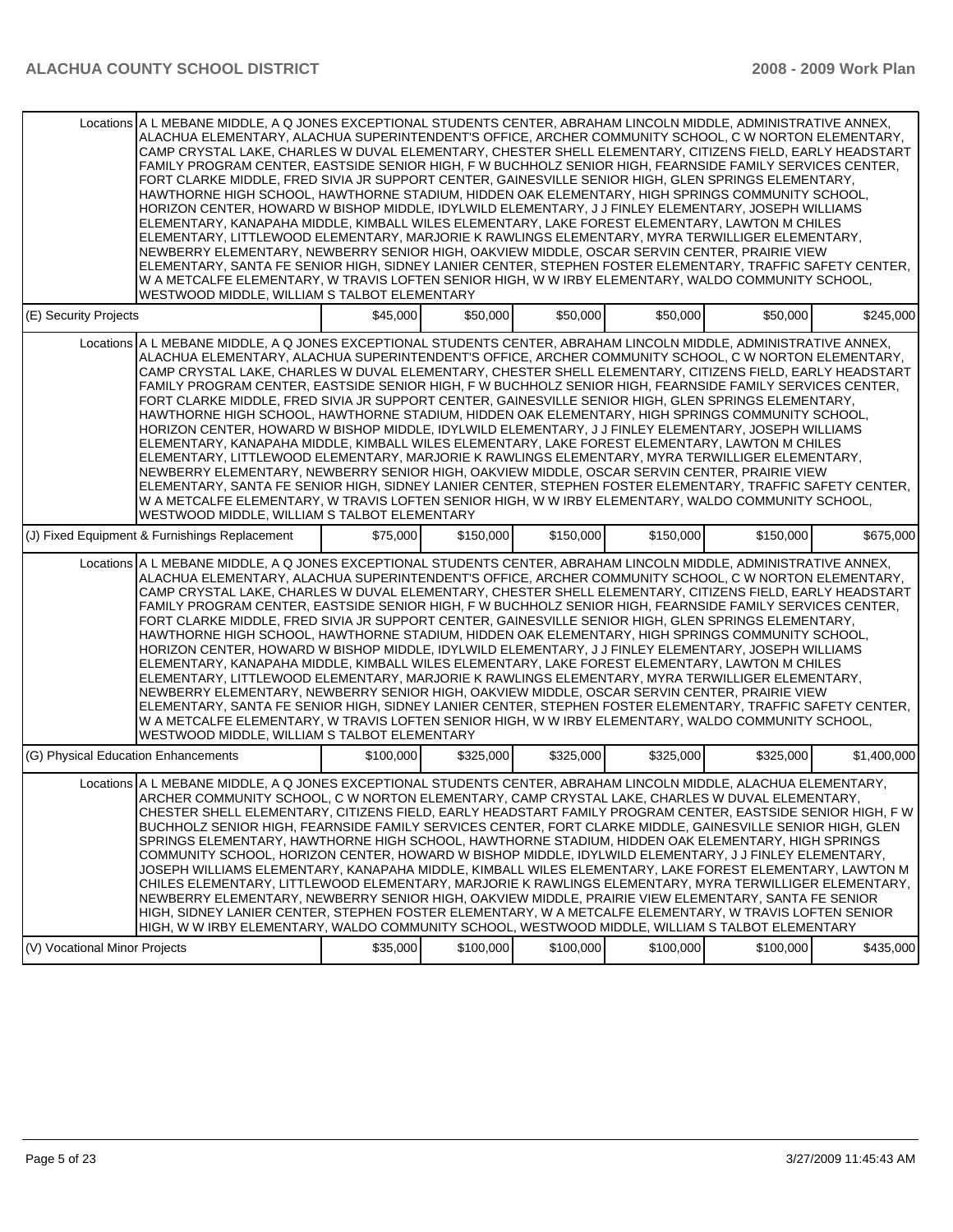| | | | | | | |
|---|---|---|---|---|---|---|
| Locations | A L MEBANE MIDDLE, A Q JONES EXCEPTIONAL STUDENTS CENTER, ABRAHAM LINCOLN MIDDLE, ADMINISTRATIVE ANNEX, ALACHUA ELEMENTARY, ALACHUA SUPERINTENDENT'S OFFICE, ARCHER COMMUNITY SCHOOL, C W NORTON ELEMENTARY, CAMP CRYSTAL LAKE, CHARLES W DUVAL ELEMENTARY, CHESTER SHELL ELEMENTARY, CITIZENS FIELD, EARLY HEADSTART FAMILY PROGRAM CENTER, EASTSIDE SENIOR HIGH, F W BUCHHOLZ SENIOR HIGH, FEARNSIDE FAMILY SERVICES CENTER, FORT CLARKE MIDDLE, FRED SIVIA JR SUPPORT CENTER, GAINESVILLE SENIOR HIGH, GLEN SPRINGS ELEMENTARY, HAWTHORNE HIGH SCHOOL, HAWTHORNE STADIUM, HIDDEN OAK ELEMENTARY, HIGH SPRINGS COMMUNITY SCHOOL, HORIZON CENTER, HOWARD W BISHOP MIDDLE, IDYLWILD ELEMENTARY, J J FINLEY ELEMENTARY, JOSEPH WILLIAMS ELEMENTARY, KANAPAHA MIDDLE, KIMBALL WILES ELEMENTARY, LAKE FOREST ELEMENTARY, LAWTON M CHILES ELEMENTARY, LITTLEWOOD ELEMENTARY, MARJORIE K RAWLINGS ELEMENTARY, MYRA TERWILLIGER ELEMENTARY, NEWBERRY ELEMENTARY, NEWBERRY SENIOR HIGH, OAKVIEW MIDDLE, OSCAR SERVIN CENTER, PRAIRIE VIEW ELEMENTARY, SANTA FE SENIOR HIGH, SIDNEY LANIER CENTER, STEPHEN FOSTER ELEMENTARY, TRAFFIC SAFETY CENTER, W A METCALFE ELEMENTARY, W TRAVIS LOFTEN SENIOR HIGH, W W IRBY ELEMENTARY, WALDO COMMUNITY SCHOOL, WESTWOOD MIDDLE, WILLIAM S TALBOT ELEMENTARY | | | | | |
| (E) Security Projects | | $45,000 | $50,000 | $50,000 | $50,000 | $50,000 | $245,000 |
| Locations | A L MEBANE MIDDLE, A Q JONES EXCEPTIONAL STUDENTS CENTER, ABRAHAM LINCOLN MIDDLE, ADMINISTRATIVE ANNEX, ALACHUA ELEMENTARY, ALACHUA SUPERINTENDENT'S OFFICE, ARCHER COMMUNITY SCHOOL, C W NORTON ELEMENTARY, CAMP CRYSTAL LAKE, CHARLES W DUVAL ELEMENTARY, CHESTER SHELL ELEMENTARY, CITIZENS FIELD, EARLY HEADSTART FAMILY PROGRAM CENTER, EASTSIDE SENIOR HIGH, F W BUCHHOLZ SENIOR HIGH, FEARNSIDE FAMILY SERVICES CENTER, FORT CLARKE MIDDLE, FRED SIVIA JR SUPPORT CENTER, GAINESVILLE SENIOR HIGH, GLEN SPRINGS ELEMENTARY, HAWTHORNE HIGH SCHOOL, HAWTHORNE STADIUM, HIDDEN OAK ELEMENTARY, HIGH SPRINGS COMMUNITY SCHOOL, HORIZON CENTER, HOWARD W BISHOP MIDDLE, IDYLWILD ELEMENTARY, J J FINLEY ELEMENTARY, JOSEPH WILLIAMS ELEMENTARY, KANAPAHA MIDDLE, KIMBALL WILES ELEMENTARY, LAKE FOREST ELEMENTARY, LAWTON M CHILES ELEMENTARY, LITTLEWOOD ELEMENTARY, MARJORIE K RAWLINGS ELEMENTARY, MYRA TERWILLIGER ELEMENTARY, NEWBERRY ELEMENTARY, NEWBERRY SENIOR HIGH, OAKVIEW MIDDLE, OSCAR SERVIN CENTER, PRAIRIE VIEW ELEMENTARY, SANTA FE SENIOR HIGH, SIDNEY LANIER CENTER, STEPHEN FOSTER ELEMENTARY, TRAFFIC SAFETY CENTER, W A METCALFE ELEMENTARY, W TRAVIS LOFTEN SENIOR HIGH, W W IRBY ELEMENTARY, WALDO COMMUNITY SCHOOL, WESTWOOD MIDDLE, WILLIAM S TALBOT ELEMENTARY | | | | | |
| (J) Fixed Equipment & Furnishings Replacement | | $75,000 | $150,000 | $150,000 | $150,000 | $150,000 | $675,000 |
| Locations | A L MEBANE MIDDLE, A Q JONES EXCEPTIONAL STUDENTS CENTER, ABRAHAM LINCOLN MIDDLE, ADMINISTRATIVE ANNEX, ALACHUA ELEMENTARY, ALACHUA SUPERINTENDENT'S OFFICE, ARCHER COMMUNITY SCHOOL, C W NORTON ELEMENTARY, CAMP CRYSTAL LAKE, CHARLES W DUVAL ELEMENTARY, CHESTER SHELL ELEMENTARY, CITIZENS FIELD, EARLY HEADSTART FAMILY PROGRAM CENTER, EASTSIDE SENIOR HIGH, F W BUCHHOLZ SENIOR HIGH, FEARNSIDE FAMILY SERVICES CENTER, FORT CLARKE MIDDLE, FRED SIVIA JR SUPPORT CENTER, GAINESVILLE SENIOR HIGH, GLEN SPRINGS ELEMENTARY, HAWTHORNE HIGH SCHOOL, HAWTHORNE STADIUM, HIDDEN OAK ELEMENTARY, HIGH SPRINGS COMMUNITY SCHOOL, HORIZON CENTER, HOWARD W BISHOP MIDDLE, IDYLWILD ELEMENTARY, J J FINLEY ELEMENTARY, JOSEPH WILLIAMS ELEMENTARY, KANAPAHA MIDDLE, KIMBALL WILES ELEMENTARY, LAKE FOREST ELEMENTARY, LAWTON M CHILES ELEMENTARY, LITTLEWOOD ELEMENTARY, MARJORIE K RAWLINGS ELEMENTARY, MYRA TERWILLIGER ELEMENTARY, NEWBERRY ELEMENTARY, NEWBERRY SENIOR HIGH, OAKVIEW MIDDLE, OSCAR SERVIN CENTER, PRAIRIE VIEW ELEMENTARY, SANTA FE SENIOR HIGH, SIDNEY LANIER CENTER, STEPHEN FOSTER ELEMENTARY, TRAFFIC SAFETY CENTER, W A METCALFE ELEMENTARY, W TRAVIS LOFTEN SENIOR HIGH, W W IRBY ELEMENTARY, WALDO COMMUNITY SCHOOL, WESTWOOD MIDDLE, WILLIAM S TALBOT ELEMENTARY | | | | | |
| (G) Physical Education Enhancements | | $100,000 | $325,000 | $325,000 | $325,000 | $325,000 | $1,400,000 |
| Locations | A L MEBANE MIDDLE, A Q JONES EXCEPTIONAL STUDENTS CENTER, ABRAHAM LINCOLN MIDDLE, ALACHUA ELEMENTARY, ARCHER COMMUNITY SCHOOL, C W NORTON ELEMENTARY, CAMP CRYSTAL LAKE, CHARLES W DUVAL ELEMENTARY, CHESTER SHELL ELEMENTARY, CITIZENS FIELD, EARLY HEADSTART FAMILY PROGRAM CENTER, EASTSIDE SENIOR HIGH, F W BUCHHOLZ SENIOR HIGH, FEARNSIDE FAMILY SERVICES CENTER, FORT CLARKE MIDDLE, GAINESVILLE SENIOR HIGH, GLEN SPRINGS ELEMENTARY, HAWTHORNE HIGH SCHOOL, HAWTHORNE STADIUM, HIDDEN OAK ELEMENTARY, HIGH SPRINGS COMMUNITY SCHOOL, HORIZON CENTER, HOWARD W BISHOP MIDDLE, IDYLWILD ELEMENTARY, J J FINLEY ELEMENTARY, JOSEPH WILLIAMS ELEMENTARY, KANAPAHA MIDDLE, KIMBALL WILES ELEMENTARY, LAKE FOREST ELEMENTARY, LAWTON M CHILES ELEMENTARY, LITTLEWOOD ELEMENTARY, MARJORIE K RAWLINGS ELEMENTARY, MYRA TERWILLIGER ELEMENTARY, NEWBERRY ELEMENTARY, NEWBERRY SENIOR HIGH, OAKVIEW MIDDLE, PRAIRIE VIEW ELEMENTARY, SANTA FE SENIOR HIGH, SIDNEY LANIER CENTER, STEPHEN FOSTER ELEMENTARY, W A METCALFE ELEMENTARY, W TRAVIS LOFTEN SENIOR HIGH, W W IRBY ELEMENTARY, WALDO COMMUNITY SCHOOL, WESTWOOD MIDDLE, WILLIAM S TALBOT ELEMENTARY | | | | | |
| (V) Vocational Minor Projects | | $35,000 | $100,000 | $100,000 | $100,000 | $100,000 | $435,000 |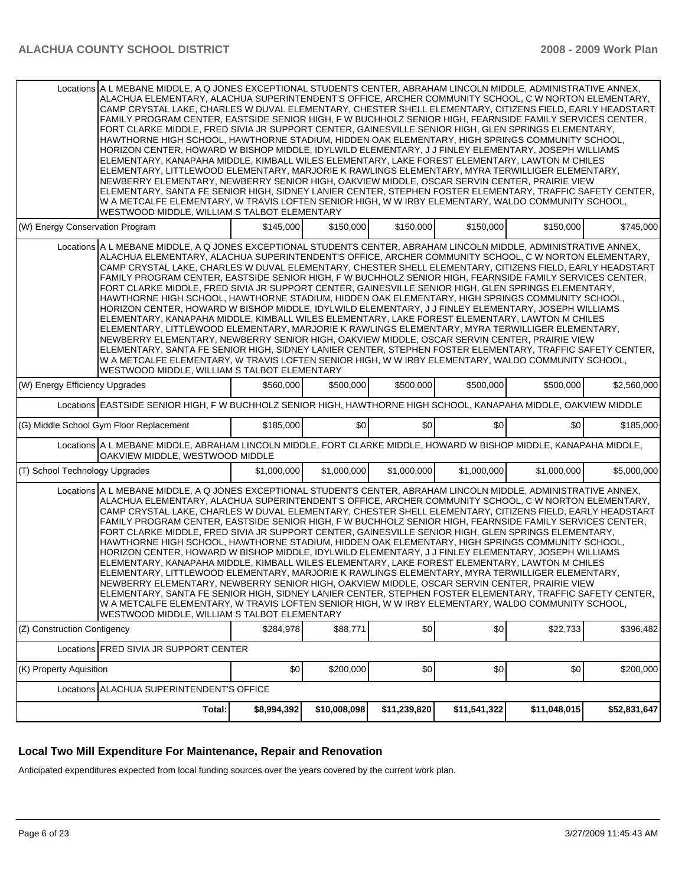| | | | | | | |
|---|---|---|---|---|---|---|
| Locations | A L MEBANE MIDDLE, A Q JONES EXCEPTIONAL STUDENTS CENTER, ABRAHAM LINCOLN MIDDLE, ADMINISTRATIVE ANNEX, ALACHUA ELEMENTARY, ALACHUA SUPERINTENDENT'S OFFICE, ARCHER COMMUNITY SCHOOL, C W NORTON ELEMENTARY, CAMP CRYSTAL LAKE, CHARLES W DUVAL ELEMENTARY, CHESTER SHELL ELEMENTARY, CITIZENS FIELD, EARLY HEADSTART FAMILY PROGRAM CENTER, EASTSIDE SENIOR HIGH, F W BUCHHOLZ SENIOR HIGH, FEARNSIDE FAMILY SERVICES CENTER, FORT CLARKE MIDDLE, FRED SIVIA JR SUPPORT CENTER, GAINESVILLE SENIOR HIGH, GLEN SPRINGS ELEMENTARY, HAWTHORNE HIGH SCHOOL, HAWTHORNE STADIUM, HIDDEN OAK ELEMENTARY, HIGH SPRINGS COMMUNITY SCHOOL, HORIZON CENTER, HOWARD W BISHOP MIDDLE, IDYLWILD ELEMENTARY, J J FINLEY ELEMENTARY, JOSEPH WILLIAMS ELEMENTARY, KANAPAHA MIDDLE, KIMBALL WILES ELEMENTARY, LAKE FOREST ELEMENTARY, LAWTON M CHILES ELEMENTARY, LITTLEWOOD ELEMENTARY, MARJORIE K RAWLINGS ELEMENTARY, MYRA TERWILLIGER ELEMENTARY, NEWBERRY ELEMENTARY, NEWBERRY SENIOR HIGH, OAKVIEW MIDDLE, OSCAR SERVIN CENTER, PRAIRIE VIEW ELEMENTARY, SANTA FE SENIOR HIGH, SIDNEY LANIER CENTER, STEPHEN FOSTER ELEMENTARY, TRAFFIC SAFETY CENTER, W A METCALFE ELEMENTARY, W TRAVIS LOFTEN SENIOR HIGH, W W IRBY ELEMENTARY, WALDO COMMUNITY SCHOOL, WESTWOOD MIDDLE, WILLIAM S TALBOT ELEMENTARY | | | | | |
| (W) Energy Conservation Program | | $145,000 | $150,000 | $150,000 | $150,000 | $150,000 | $745,000 |
| Locations | A L MEBANE MIDDLE, A Q JONES EXCEPTIONAL STUDENTS CENTER, ABRAHAM LINCOLN MIDDLE, ADMINISTRATIVE ANNEX, ALACHUA ELEMENTARY, ALACHUA SUPERINTENDENT'S OFFICE, ARCHER COMMUNITY SCHOOL, C W NORTON ELEMENTARY, CAMP CRYSTAL LAKE, CHARLES W DUVAL ELEMENTARY, CHESTER SHELL ELEMENTARY, CITIZENS FIELD, EARLY HEADSTART FAMILY PROGRAM CENTER, EASTSIDE SENIOR HIGH, F W BUCHHOLZ SENIOR HIGH, FEARNSIDE FAMILY SERVICES CENTER, FORT CLARKE MIDDLE, FRED SIVIA JR SUPPORT CENTER, GAINESVILLE SENIOR HIGH, GLEN SPRINGS ELEMENTARY, HAWTHORNE HIGH SCHOOL, HAWTHORNE STADIUM, HIDDEN OAK ELEMENTARY, HIGH SPRINGS COMMUNITY SCHOOL, HORIZON CENTER, HOWARD W BISHOP MIDDLE, IDYLWILD ELEMENTARY, J J FINLEY ELEMENTARY, JOSEPH WILLIAMS ELEMENTARY, KANAPAHA MIDDLE, KIMBALL WILES ELEMENTARY, LAKE FOREST ELEMENTARY, LAWTON M CHILES ELEMENTARY, LITTLEWOOD ELEMENTARY, MARJORIE K RAWLINGS ELEMENTARY, MYRA TERWILLIGER ELEMENTARY, NEWBERRY ELEMENTARY, NEWBERRY SENIOR HIGH, OAKVIEW MIDDLE, OSCAR SERVIN CENTER, PRAIRIE VIEW ELEMENTARY, SANTA FE SENIOR HIGH, SIDNEY LANIER CENTER, STEPHEN FOSTER ELEMENTARY, TRAFFIC SAFETY CENTER, W A METCALFE ELEMENTARY, W TRAVIS LOFTEN SENIOR HIGH, W W IRBY ELEMENTARY, WALDO COMMUNITY SCHOOL, WESTWOOD MIDDLE, WILLIAM S TALBOT ELEMENTARY | | | | | |
| (W) Energy Efficiency Upgrades | | $560,000 | $500,000 | $500,000 | $500,000 | $500,000 | $2,560,000 |
| Locations | EASTSIDE SENIOR HIGH, F W BUCHHOLZ SENIOR HIGH, HAWTHORNE HIGH SCHOOL, KANAPAHA MIDDLE, OAKVIEW MIDDLE | | | | | |
| (G) Middle School Gym Floor Replacement | | $185,000 | $0 | $0 | $0 | $0 | $185,000 |
| Locations | A L MEBANE MIDDLE, ABRAHAM LINCOLN MIDDLE, FORT CLARKE MIDDLE, HOWARD W BISHOP MIDDLE, KANAPAHA MIDDLE, OAKVIEW MIDDLE, WESTWOOD MIDDLE | | | | | |
| (T) School Technology Upgrades | | $1,000,000 | $1,000,000 | $1,000,000 | $1,000,000 | $1,000,000 | $5,000,000 |
| Locations | A L MEBANE MIDDLE, A Q JONES EXCEPTIONAL STUDENTS CENTER, ABRAHAM LINCOLN MIDDLE, ADMINISTRATIVE ANNEX, ALACHUA ELEMENTARY, ALACHUA SUPERINTENDENT'S OFFICE, ARCHER COMMUNITY SCHOOL, C W NORTON ELEMENTARY, CAMP CRYSTAL LAKE, CHARLES W DUVAL ELEMENTARY, CHESTER SHELL ELEMENTARY, CITIZENS FIELD, EARLY HEADSTART FAMILY PROGRAM CENTER, EASTSIDE SENIOR HIGH, F W BUCHHOLZ SENIOR HIGH, FEARNSIDE FAMILY SERVICES CENTER, FORT CLARKE MIDDLE, FRED SIVIA JR SUPPORT CENTER, GAINESVILLE SENIOR HIGH, GLEN SPRINGS ELEMENTARY, HAWTHORNE HIGH SCHOOL, HAWTHORNE STADIUM, HIDDEN OAK ELEMENTARY, HIGH SPRINGS COMMUNITY SCHOOL, HORIZON CENTER, HOWARD W BISHOP MIDDLE, IDYLWILD ELEMENTARY, J J FINLEY ELEMENTARY, JOSEPH WILLIAMS ELEMENTARY, KANAPAHA MIDDLE, KIMBALL WILES ELEMENTARY, LAKE FOREST ELEMENTARY, LAWTON M CHILES ELEMENTARY, LITTLEWOOD ELEMENTARY, MARJORIE K RAWLINGS ELEMENTARY, MYRA TERWILLIGER ELEMENTARY, NEWBERRY ELEMENTARY, NEWBERRY SENIOR HIGH, OAKVIEW MIDDLE, OSCAR SERVIN CENTER, PRAIRIE VIEW ELEMENTARY, SANTA FE SENIOR HIGH, SIDNEY LANIER CENTER, STEPHEN FOSTER ELEMENTARY, TRAFFIC SAFETY CENTER, W A METCALFE ELEMENTARY, W TRAVIS LOFTEN SENIOR HIGH, W W IRBY ELEMENTARY, WALDO COMMUNITY SCHOOL, WESTWOOD MIDDLE, WILLIAM S TALBOT ELEMENTARY | | | | | |
| (Z) Construction Contigency | | $284,978 | $88,771 | $0 | $0 | $22,733 | $396,482 |
| Locations | FRED SIVIA JR SUPPORT CENTER | | | | | |
| (K) Property Aquisition | | $0 | $200,000 | $0 | $0 | $0 | $200,000 |
| Locations | ALACHUA SUPERINTENDENT'S OFFICE | | | | | |
| | Total: | $8,994,392 | $10,008,098 | $11,239,820 | $11,541,322 | $11,048,015 | $52,831,647 |

## Local Two Mill Expenditure For Maintenance, Repair and Renovation

Anticipated expenditures expected from local funding sources over the years covered by the current work plan.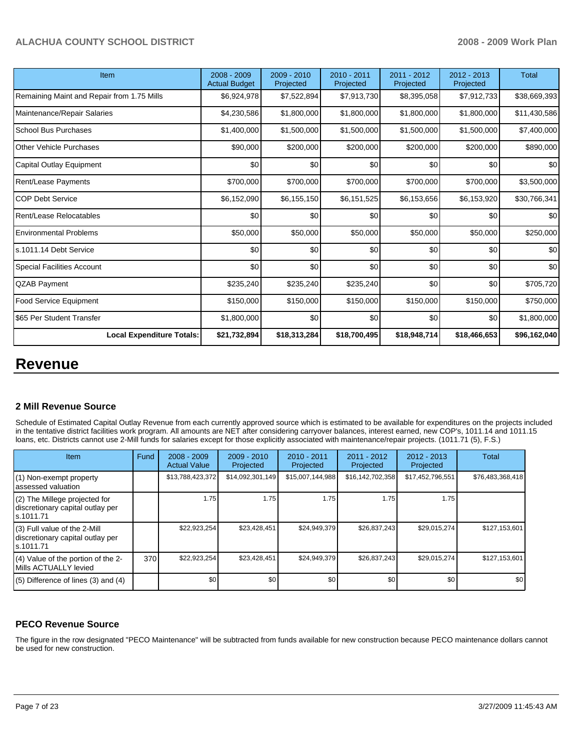| Item | 2008 - 2009 Actual Budget | 2009 - 2010 Projected | 2010 - 2011 Projected | 2011 - 2012 Projected | 2012 - 2013 Projected | Total |
|---|---|---|---|---|---|---|
| Remaining Maint and Repair from 1.75 Mills | $6,924,978 | $7,522,894 | $7,913,730 | $8,395,058 | $7,912,733 | $38,669,393 |
| Maintenance/Repair Salaries | $4,230,586 | $1,800,000 | $1,800,000 | $1,800,000 | $1,800,000 | $11,430,586 |
| School Bus Purchases | $1,400,000 | $1,500,000 | $1,500,000 | $1,500,000 | $1,500,000 | $7,400,000 |
| Other Vehicle Purchases | $90,000 | $200,000 | $200,000 | $200,000 | $200,000 | $890,000 |
| Capital Outlay Equipment | $0 | $0 | $0 | $0 | $0 | $0 |
| Rent/Lease Payments | $700,000 | $700,000 | $700,000 | $700,000 | $700,000 | $3,500,000 |
| COP Debt Service | $6,152,090 | $6,155,150 | $6,151,525 | $6,153,656 | $6,153,920 | $30,766,341 |
| Rent/Lease Relocatables | $0 | $0 | $0 | $0 | $0 | $0 |
| Environmental Problems | $50,000 | $50,000 | $50,000 | $50,000 | $50,000 | $250,000 |
| s.1011.14 Debt Service | $0 | $0 | $0 | $0 | $0 | $0 |
| Special Facilities Account | $0 | $0 | $0 | $0 | $0 | $0 |
| QZAB Payment | $235,240 | $235,240 | $235,240 | $0 | $0 | $705,720 |
| Food Service Equipment | $150,000 | $150,000 | $150,000 | $150,000 | $150,000 | $750,000 |
| $65 Per Student Transfer | $1,800,000 | $0 | $0 | $0 | $0 | $1,800,000 |
| **Local Expenditure Totals:** | **$21,732,894** | **$18,313,284** | **$18,700,495** | **$18,948,714** | **$18,466,653** | **$96,162,040** |

# Revenue

### 2 Mill Revenue Source

Schedule of Estimated Capital Outlay Revenue from each currently approved source which is estimated to be available for expenditures on the projects included in the tentative district facilities work program. All amounts are NET after considering carryover balances, interest earned, new COP's, 1011.14 and 1011.15 loans, etc. Districts cannot use 2-Mill funds for salaries except for those explicitly associated with maintenance/repair projects. (1011.71 (5), F.S.)

| Item | Fund | 2008 - 2009 Actual Value | 2009 - 2010 Projected | 2010 - 2011 Projected | 2011 - 2012 Projected | 2012 - 2013 Projected | Total |
|---|---|---|---|---|---|---|---|
| (1) Non-exempt property assessed valuation | | $13,788,423,372 | $14,092,301,149 | $15,007,144,988 | $16,142,702,358 | $17,452,796,551 | $76,483,368,418 |
| (2) The Millege projected for discretionary capital outlay per s.1011.71 | | 1.75 | 1.75 | 1.75 | 1.75 | 1.75 | |
| (3) Full value of the 2-Mill discretionary capital outlay per s.1011.71 | | $22,923,254 | $23,428,451 | $24,949,379 | $26,837,243 | $29,015,274 | $127,153,601 |
| (4) Value of the portion of the 2-Mills ACTUALLY levied | 370 | $22,923,254 | $23,428,451 | $24,949,379 | $26,837,243 | $29,015,274 | $127,153,601 |
| (5) Difference of lines (3) and (4) | | $0 | $0 | $0 | $0 | $0 | $0 |

### PECO Revenue Source

The figure in the row designated "PECO Maintenance" will be subtracted from funds available for new construction because PECO maintenance dollars cannot be used for new construction.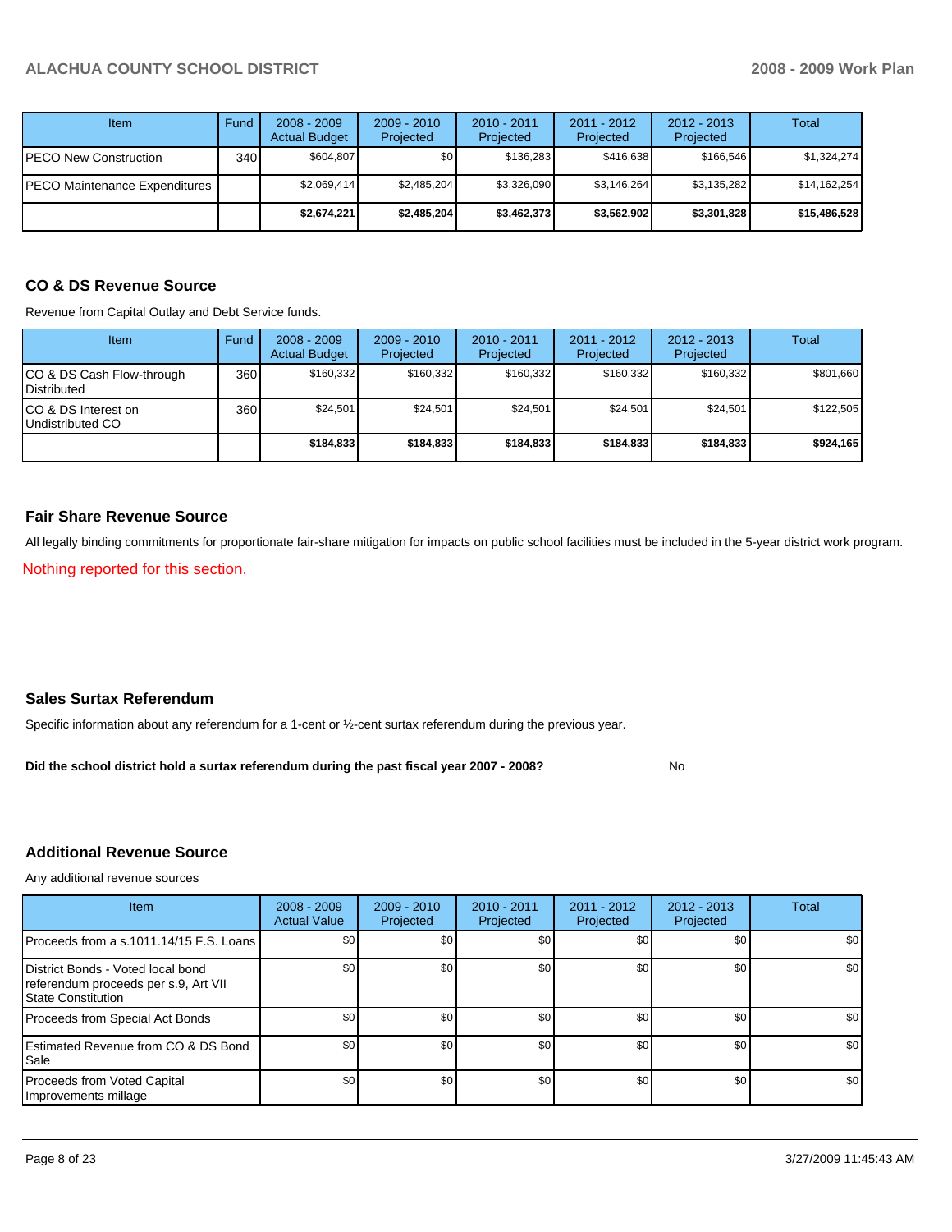| Item | Fund | 2008 - 2009 Actual Budget | 2009 - 2010 Projected | 2010 - 2011 Projected | 2011 - 2012 Projected | 2012 - 2013 Projected | Total |
|---|---|---|---|---|---|---|---|
| PECO New Construction | 340 | $604,807 | $0 | $136,283 | $416,638 | $166,546 | $1,324,274 |
| PECO Maintenance Expenditures | | $2,069,414 | $2,485,204 | $3,326,090 | $3,146,264 | $3,135,282 | $14,162,254 |
| | | **$2,674,221** | **$2,485,204** | **$3,462,373** | **$3,562,902** | **$3,301,828** | **$15,486,528** |

## CO & DS Revenue Source

Revenue from Capital Outlay and Debt Service funds.

| Item | Fund | 2008 - 2009 Actual Budget | 2009 - 2010 Projected | 2010 - 2011 Projected | 2011 - 2012 Projected | 2012 - 2013 Projected | Total |
|---|---|---|---|---|---|---|---|
| CO & DS Cash Flow-through Distributed | 360 | $160,332 | $160,332 | $160,332 | $160,332 | $160,332 | $801,660 |
| CO & DS Interest on Undistributed CO | 360 | $24,501 | $24,501 | $24,501 | $24,501 | $24,501 | $122,505 |
| | | **$184,833** | **$184,833** | **$184,833** | **$184,833** | **$184,833** | **$924,165** |

## Fair Share Revenue Source

All legally binding commitments for proportionate fair-share mitigation for impacts on public school facilities must be included in the 5-year district work program.

Nothing reported for this section.

## Sales Surtax Referendum

Specific information about any referendum for a 1-cent or ½-cent surtax referendum during the previous year.

**Did the school district hold a surtax referendum during the past fiscal year 2007 - 2008?** No

## Additional Revenue Source

Any additional revenue sources

| Item | 2008 - 2009 Actual Value | 2009 - 2010 Projected | 2010 - 2011 Projected | 2011 - 2012 Projected | 2012 - 2013 Projected | Total |
|---|---|---|---|---|---|---|
| Proceeds from a s.1011.14/15 F.S. Loans | $0 | $0 | $0 | $0 | $0 | $0 |
| District Bonds - Voted local bond referendum proceeds per s.9, Art VII State Constitution | $0 | $0 | $0 | $0 | $0 | $0 |
| Proceeds from Special Act Bonds | $0 | $0 | $0 | $0 | $0 | $0 |
| Estimated Revenue from CO & DS Bond Sale | $0 | $0 | $0 | $0 | $0 | $0 |
| Proceeds from Voted Capital Improvements millage | $0 | $0 | $0 | $0 | $0 | $0 |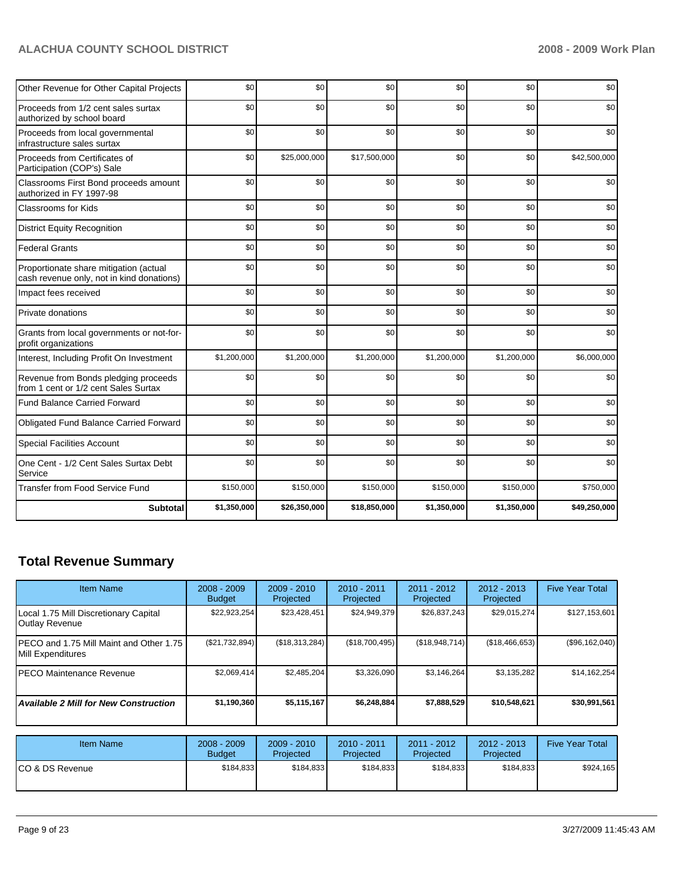| | | | | | | |
|---|---|---|---|---|---|---|
| Other Revenue for Other Capital Projects | $0 | $0 | $0 | $0 | $0 | $0 |
| Proceeds from 1/2 cent sales surtax authorized by school board | $0 | $0 | $0 | $0 | $0 | $0 |
| Proceeds from local governmental infrastructure sales surtax | $0 | $0 | $0 | $0 | $0 | $0 |
| Proceeds from Certificates of Participation (COP's) Sale | $0 | $25,000,000 | $17,500,000 | $0 | $0 | $42,500,000 |
| Classrooms First Bond proceeds amount authorized in FY 1997-98 | $0 | $0 | $0 | $0 | $0 | $0 |
| Classrooms for Kids | $0 | $0 | $0 | $0 | $0 | $0 |
| District Equity Recognition | $0 | $0 | $0 | $0 | $0 | $0 |
| Federal Grants | $0 | $0 | $0 | $0 | $0 | $0 |
| Proportionate share mitigation (actual cash revenue only, not in kind donations) | $0 | $0 | $0 | $0 | $0 | $0 |
| Impact fees received | $0 | $0 | $0 | $0 | $0 | $0 |
| Private donations | $0 | $0 | $0 | $0 | $0 | $0 |
| Grants from local governments or not-for-profit organizations | $0 | $0 | $0 | $0 | $0 | $0 |
| Interest, Including Profit On Investment | $1,200,000 | $1,200,000 | $1,200,000 | $1,200,000 | $1,200,000 | $6,000,000 |
| Revenue from Bonds pledging proceeds from 1 cent or 1/2 cent Sales Surtax | $0 | $0 | $0 | $0 | $0 | $0 |
| Fund Balance Carried Forward | $0 | $0 | $0 | $0 | $0 | $0 |
| Obligated Fund Balance Carried Forward | $0 | $0 | $0 | $0 | $0 | $0 |
| Special Facilities Account | $0 | $0 | $0 | $0 | $0 | $0 |
| One Cent - 1/2 Cent Sales Surtax Debt Service | $0 | $0 | $0 | $0 | $0 | $0 |
| Transfer from Food Service Fund | $150,000 | $150,000 | $150,000 | $150,000 | $150,000 | $750,000 |
| **Subtotal** | **$1,350,000** | **$26,350,000** | **$18,850,000** | **$1,350,000** | **$1,350,000** | **$49,250,000** |

## Total Revenue Summary

| Item Name | 2008 - 2009 Budget | 2009 - 2010 Projected | 2010 - 2011 Projected | 2011 - 2012 Projected | 2012 - 2013 Projected | Five Year Total |
|---|---|---|---|---|---|---|
| Local 1.75 Mill Discretionary Capital Outlay Revenue | $22,923,254 | $23,428,451 | $24,949,379 | $26,837,243 | $29,015,274 | $127,153,601 |
| PECO and 1.75 Mill Maint and Other 1.75 Mill Expenditures | ($21,732,894) | ($18,313,284) | ($18,700,495) | ($18,948,714) | ($18,466,653) | ($96,162,040) |
| PECO Maintenance Revenue | $2,069,414 | $2,485,204 | $3,326,090 | $3,146,264 | $3,135,282 | $14,162,254 |
| ***Available 2 Mill for New Construction*** | **$1,190,360** | **$5,115,167** | **$6,248,884** | **$7,888,529** | **$10,548,621** | **$30,991,561** |

| Item Name | 2008 - 2009 Budget | 2009 - 2010 Projected | 2010 - 2011 Projected | 2011 - 2012 Projected | 2012 - 2013 Projected | Five Year Total |
|---|---|---|---|---|---|---|
| CO & DS Revenue | $184,833 | $184,833 | $184,833 | $184,833 | $184,833 | $924,165 |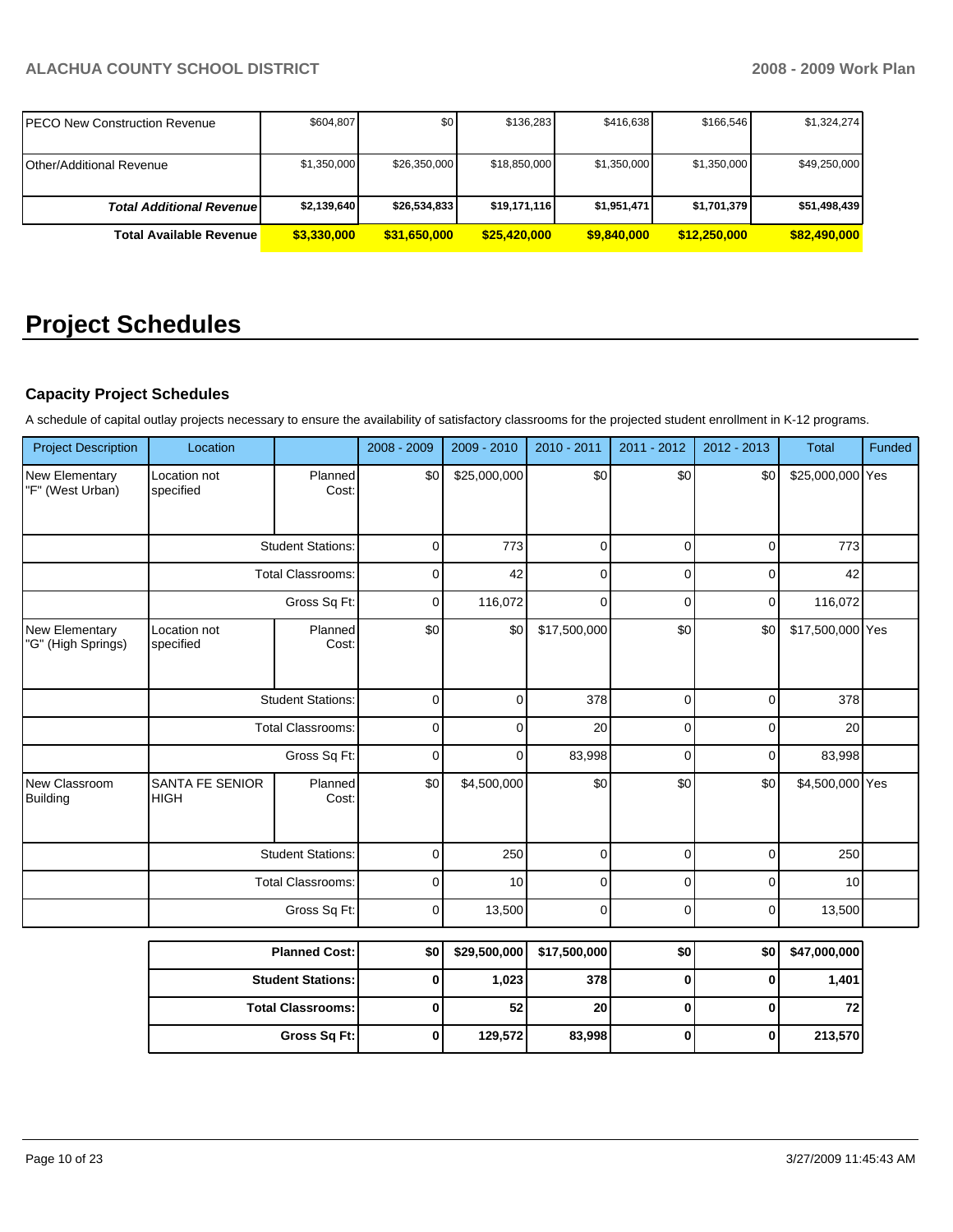| | | | | | | |
|---|---|---|---|---|---|---|
| PECO New Construction Revenue | $604,807 | $0 | $136,283 | $416,638 | $166,546 | $1,324,274 |
| Other/Additional Revenue | $1,350,000 | $26,350,000 | $18,850,000 | $1,350,000 | $1,350,000 | $49,250,000 |
| ***Total Additional Revenue*** | **$2,139,640** | **$26,534,833** | **$19,171,116** | **$1,951,471** | **$1,701,379** | **$51,498,439** |
| **Total Available Revenue** | **$3,330,000** | **$31,650,000** | **$25,420,000** | **$9,840,000** | **$12,250,000** | **$82,490,000** |

# Project Schedules

### Capacity Project Schedules

A schedule of capital outlay projects necessary to ensure the availability of satisfactory classrooms for the projected student enrollment in K-12 programs.

| Project Description | Location | | 2008 - 2009 | 2009 - 2010 | 2010 - 2011 | 2011 - 2012 | 2012 - 2013 | Total | Funded |
|---|---|---|---|---|---|---|---|---|---|
| New Elementary "F" (West Urban) | Location not specified | Planned Cost: | $0 | $25,000,000 | $0 | $0 | $0 | $25,000,000 | Yes |
| | | Student Stations: | 0 | 773 | 0 | 0 | 0 | 773 | |
| | | Total Classrooms: | 0 | 42 | 0 | 0 | 0 | 42 | |
| | | Gross Sq Ft: | 0 | 116,072 | 0 | 0 | 0 | 116,072 | |
| New Elementary "G" (High Springs) | Location not specified | Planned Cost: | $0 | $0 | $17,500,000 | $0 | $0 | $17,500,000 | Yes |
| | | Student Stations: | 0 | 0 | 378 | 0 | 0 | 378 | |
| | | Total Classrooms: | 0 | 0 | 20 | 0 | 0 | 20 | |
| | | Gross Sq Ft: | 0 | 0 | 83,998 | 0 | 0 | 83,998 | |
| New Classroom Building | SANTA FE SENIOR HIGH | Planned Cost: | $0 | $4,500,000 | $0 | $0 | $0 | $4,500,000 | Yes |
| | | Student Stations: | 0 | 250 | 0 | 0 | 0 | 250 | |
| | | Total Classrooms: | 0 | 10 | 0 | 0 | 0 | 10 | |
| | | Gross Sq Ft: | 0 | 13,500 | 0 | 0 | 0 | 13,500 | |

| | | | | | | |
|---|---|---|---|---|---|---|
| **Planned Cost:** | **$0** | **$29,500,000** | **$17,500,000** | **$0** | **$0** | **$47,000,000** |
| **Student Stations:** | **0** | **1,023** | **378** | **0** | **0** | **1,401** |
| **Total Classrooms:** | **0** | **52** | **20** | **0** | **0** | **72** |
| **Gross Sq Ft:** | **0** | **129,572** | **83,998** | **0** | **0** | **213,570** |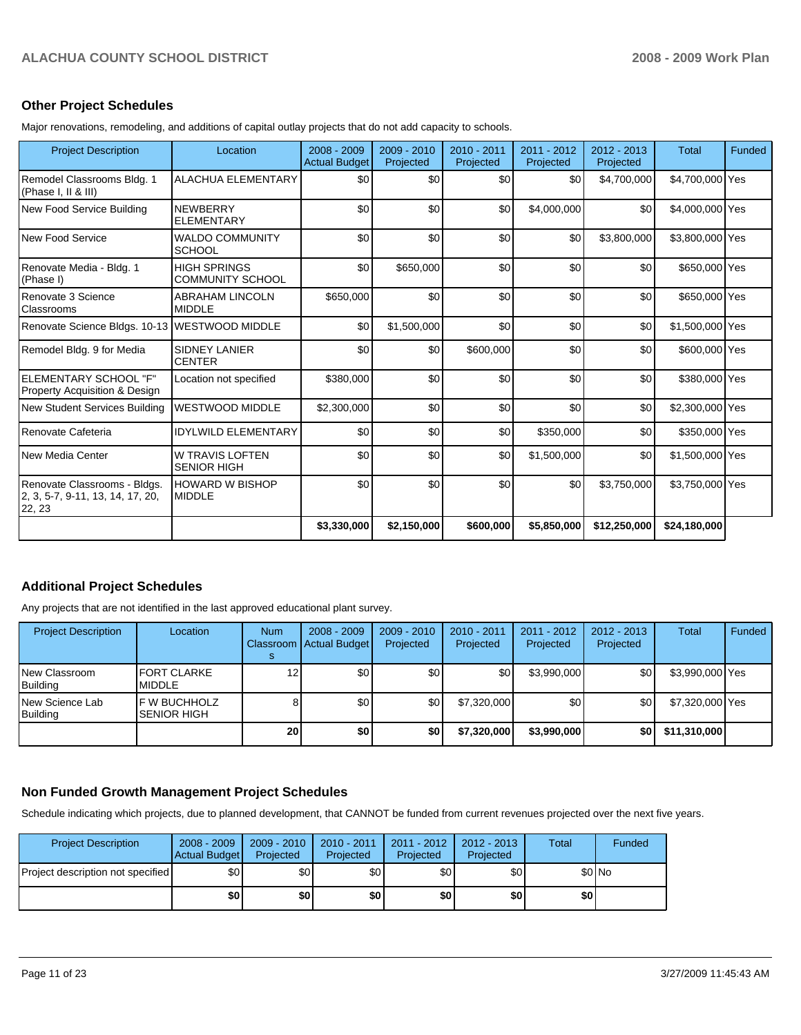## Other Project Schedules

Major renovations, remodeling, and additions of capital outlay projects that do not add capacity to schools.

| Project Description | Location | 2008 - 2009 Actual Budget | 2009 - 2010 Projected | 2010 - 2011 Projected | 2011 - 2012 Projected | 2012 - 2013 Projected | Total | Funded |
|---|---|---|---|---|---|---|---|---|
| Remodel Classrooms Bldg. 1 (Phase I, II & III) | ALACHUA ELEMENTARY | $0 | $0 | $0 | $0 | $4,700,000 | $4,700,000 | Yes |
| New Food Service Building | NEWBERRY ELEMENTARY | $0 | $0 | $0 | $4,000,000 | $0 | $4,000,000 | Yes |
| New Food Service | WALDO COMMUNITY SCHOOL | $0 | $0 | $0 | $0 | $3,800,000 | $3,800,000 | Yes |
| Renovate Media - Bldg. 1 (Phase I) | HIGH SPRINGS COMMUNITY SCHOOL | $0 | $650,000 | $0 | $0 | $0 | $650,000 | Yes |
| Renovate 3 Science Classrooms | ABRAHAM LINCOLN MIDDLE | $650,000 | $0 | $0 | $0 | $0 | $650,000 | Yes |
| Renovate Science Bldgs. 10-13 | WESTWOOD MIDDLE | $0 | $1,500,000 | $0 | $0 | $0 | $1,500,000 | Yes |
| Remodel Bldg. 9 for Media | SIDNEY LANIER CENTER | $0 | $0 | $600,000 | $0 | $0 | $600,000 | Yes |
| ELEMENTARY SCHOOL "F" Property Acquisition & Design | Location not specified | $380,000 | $0 | $0 | $0 | $0 | $380,000 | Yes |
| New Student Services Building | WESTWOOD MIDDLE | $2,300,000 | $0 | $0 | $0 | $0 | $2,300,000 | Yes |
| Renovate Cafeteria | IDYLWILD ELEMENTARY | $0 | $0 | $0 | $350,000 | $0 | $350,000 | Yes |
| New Media Center | W TRAVIS LOFTEN SENIOR HIGH | $0 | $0 | $0 | $1,500,000 | $0 | $1,500,000 | Yes |
| Renovate Classrooms - Bldgs. 2, 3, 5-7, 9-11, 13, 14, 17, 20, 22, 23 | HOWARD W BISHOP MIDDLE | $0 | $0 | $0 | $0 | $3,750,000 | $3,750,000 | Yes |
| | | **$3,330,000** | **$2,150,000** | **$600,000** | **$5,850,000** | **$12,250,000** | **$24,180,000** | |

## Additional Project Schedules

Any projects that are not identified in the last approved educational plant survey.

| Project Description | Location | Num Classrooms | 2008 - 2009 Actual Budget | 2009 - 2010 Projected | 2010 - 2011 Projected | 2011 - 2012 Projected | 2012 - 2013 Projected | Total | Funded |
|---|---|---|---|---|---|---|---|---|---|
| New Classroom Building | FORT CLARKE MIDDLE | 12 | $0 | $0 | $0 | $3,990,000 | $0 | $3,990,000 | Yes |
| New Science Lab Building | F W BUCHHOLZ SENIOR HIGH | 8 | $0 | $0 | $7,320,000 | $0 | $0 | $7,320,000 | Yes |
| | | **20** | **$0** | **$0** | **$7,320,000** | **$3,990,000** | **$0** | **$11,310,000** | |

## Non Funded Growth Management Project Schedules

Schedule indicating which projects, due to planned development, that CANNOT be funded from current revenues projected over the next five years.

| Project Description | 2008 - 2009 Actual Budget | 2009 - 2010 Projected | 2010 - 2011 Projected | 2011 - 2012 Projected | 2012 - 2013 Projected | Total | Funded |
|---|---|---|---|---|---|---|---|
| Project description not specified | $0 | $0 | $0 | $0 | $0 | $0 | No |
| | **$0** | **$0** | **$0** | **$0** | **$0** | **$0** | |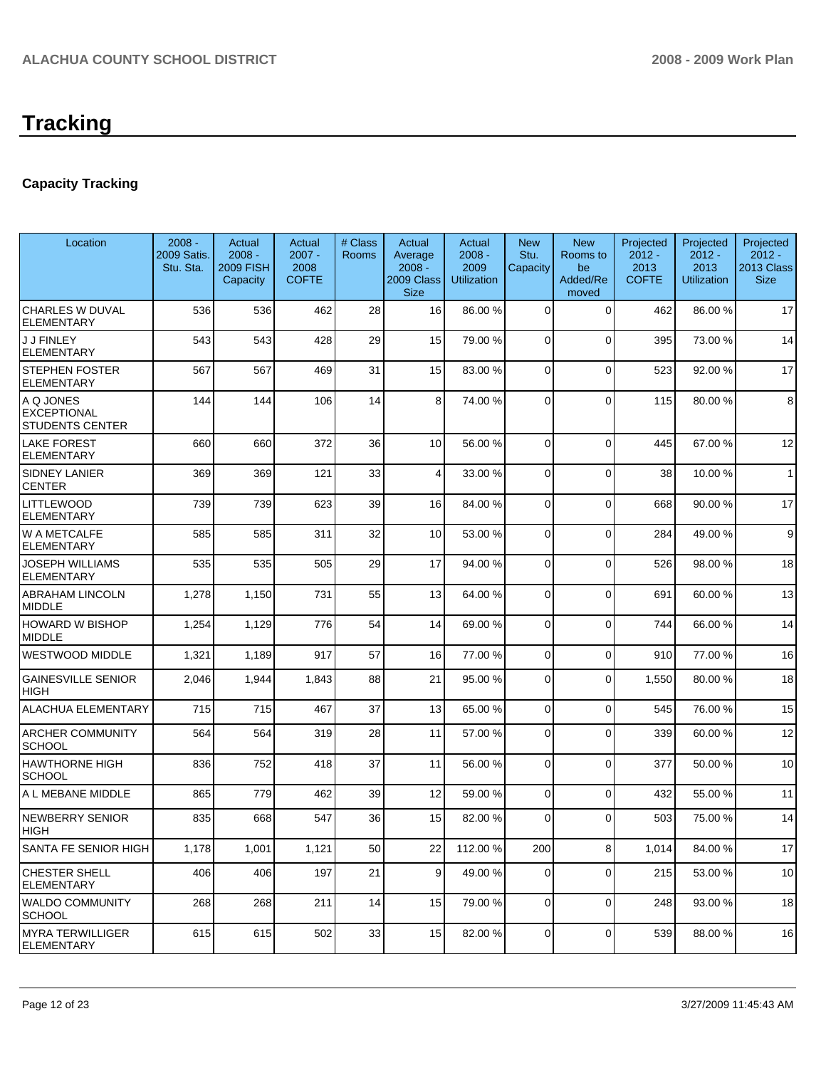# Tracking

## Capacity Tracking

| Location | 2008 - 2009 Satis. Stu. Sta. | Actual 2008 - 2009 FISH Capacity | Actual 2007 - 2008 COFTE | # Class Rooms | Actual Average 2008 - 2009 Class Size | Actual 2008 - 2009 Utilization | New Stu. Capacity | New Rooms to be Added/Removed | Projected 2012 - 2013 COFTE | Projected 2012 - 2013 Utilization | Projected 2012 - 2013 Class Size |
|---|---|---|---|---|---|---|---|---|---|---|---|
| CHARLES W DUVAL ELEMENTARY | 536 | 536 | 462 | 28 | 16 | 86.00 % | 0 | 0 | 462 | 86.00 % | 17 |
| J J FINLEY ELEMENTARY | 543 | 543 | 428 | 29 | 15 | 79.00 % | 0 | 0 | 395 | 73.00 % | 14 |
| STEPHEN FOSTER ELEMENTARY | 567 | 567 | 469 | 31 | 15 | 83.00 % | 0 | 0 | 523 | 92.00 % | 17 |
| A Q JONES EXCEPTIONAL STUDENTS CENTER | 144 | 144 | 106 | 14 | 8 | 74.00 % | 0 | 0 | 115 | 80.00 % | 8 |
| LAKE FOREST ELEMENTARY | 660 | 660 | 372 | 36 | 10 | 56.00 % | 0 | 0 | 445 | 67.00 % | 12 |
| SIDNEY LANIER CENTER | 369 | 369 | 121 | 33 | 4 | 33.00 % | 0 | 0 | 38 | 10.00 % | 1 |
| LITTLEWOOD ELEMENTARY | 739 | 739 | 623 | 39 | 16 | 84.00 % | 0 | 0 | 668 | 90.00 % | 17 |
| W A METCALFE ELEMENTARY | 585 | 585 | 311 | 32 | 10 | 53.00 % | 0 | 0 | 284 | 49.00 % | 9 |
| JOSEPH WILLIAMS ELEMENTARY | 535 | 535 | 505 | 29 | 17 | 94.00 % | 0 | 0 | 526 | 98.00 % | 18 |
| ABRAHAM LINCOLN MIDDLE | 1,278 | 1,150 | 731 | 55 | 13 | 64.00 % | 0 | 0 | 691 | 60.00 % | 13 |
| HOWARD W BISHOP MIDDLE | 1,254 | 1,129 | 776 | 54 | 14 | 69.00 % | 0 | 0 | 744 | 66.00 % | 14 |
| WESTWOOD MIDDLE | 1,321 | 1,189 | 917 | 57 | 16 | 77.00 % | 0 | 0 | 910 | 77.00 % | 16 |
| GAINESVILLE SENIOR HIGH | 2,046 | 1,944 | 1,843 | 88 | 21 | 95.00 % | 0 | 0 | 1,550 | 80.00 % | 18 |
| ALACHUA ELEMENTARY | 715 | 715 | 467 | 37 | 13 | 65.00 % | 0 | 0 | 545 | 76.00 % | 15 |
| ARCHER COMMUNITY SCHOOL | 564 | 564 | 319 | 28 | 11 | 57.00 % | 0 | 0 | 339 | 60.00 % | 12 |
| HAWTHORNE HIGH SCHOOL | 836 | 752 | 418 | 37 | 11 | 56.00 % | 0 | 0 | 377 | 50.00 % | 10 |
| A L MEBANE MIDDLE | 865 | 779 | 462 | 39 | 12 | 59.00 % | 0 | 0 | 432 | 55.00 % | 11 |
| NEWBERRY SENIOR HIGH | 835 | 668 | 547 | 36 | 15 | 82.00 % | 0 | 0 | 503 | 75.00 % | 14 |
| SANTA FE SENIOR HIGH | 1,178 | 1,001 | 1,121 | 50 | 22 | 112.00 % | 200 | 8 | 1,014 | 84.00 % | 17 |
| CHESTER SHELL ELEMENTARY | 406 | 406 | 197 | 21 | 9 | 49.00 % | 0 | 0 | 215 | 53.00 % | 10 |
| WALDO COMMUNITY SCHOOL | 268 | 268 | 211 | 14 | 15 | 79.00 % | 0 | 0 | 248 | 93.00 % | 18 |
| MYRA TERWILLIGER ELEMENTARY | 615 | 615 | 502 | 33 | 15 | 82.00 % | 0 | 0 | 539 | 88.00 % | 16 |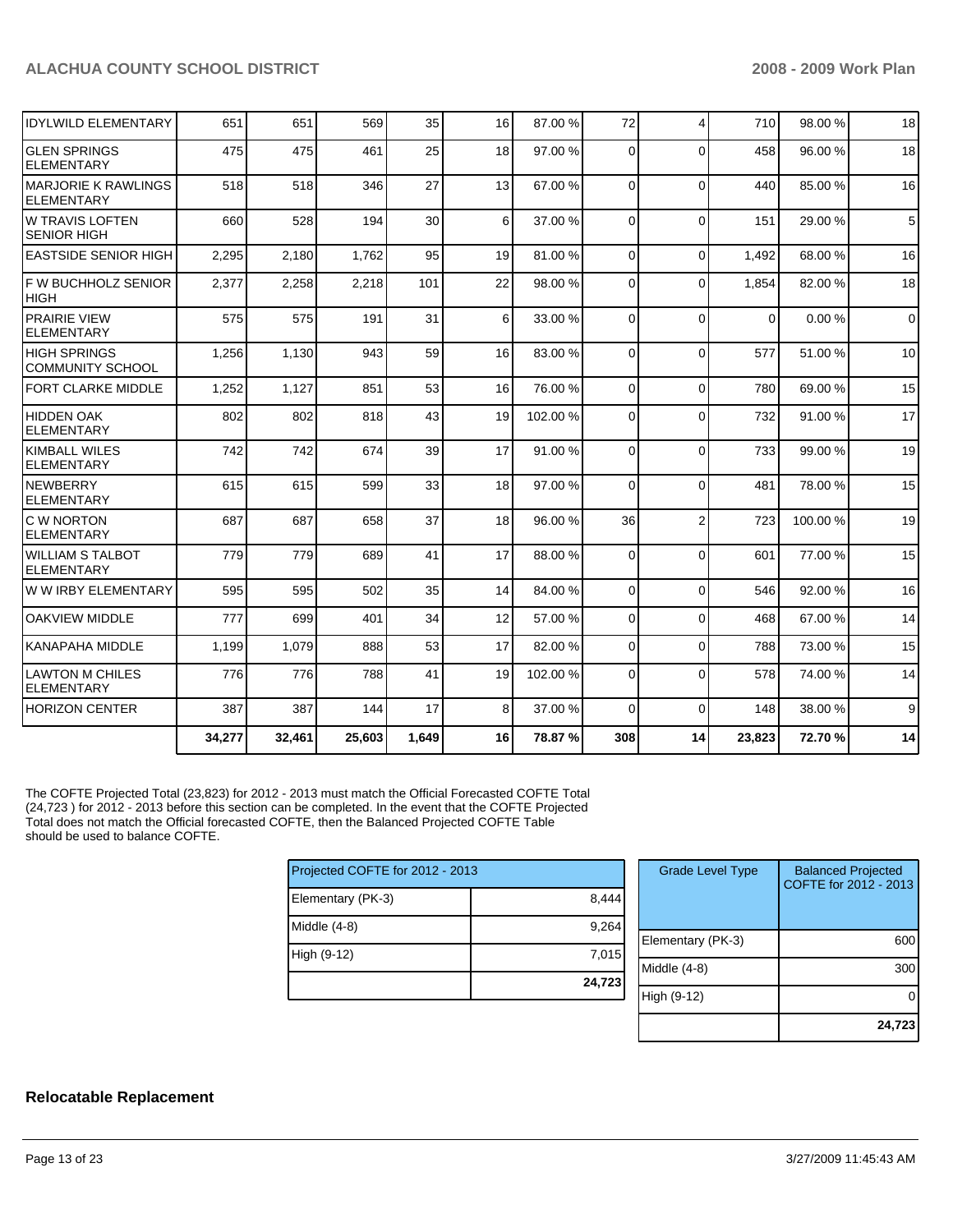| | | | | | | | | | | | |
|---|---|---|---|---|---|---|---|---|---|---|---|
| IDYLWILD ELEMENTARY | 651 | 651 | 569 | 35 | 16 | 87.00 % | 72 | 4 | 710 | 98.00 % | 18 |
| GLEN SPRINGS ELEMENTARY | 475 | 475 | 461 | 25 | 18 | 97.00 % | 0 | 0 | 458 | 96.00 % | 18 |
| MARJORIE K RAWLINGS ELEMENTARY | 518 | 518 | 346 | 27 | 13 | 67.00 % | 0 | 0 | 440 | 85.00 % | 16 |
| W TRAVIS LOFTEN SENIOR HIGH | 660 | 528 | 194 | 30 | 6 | 37.00 % | 0 | 0 | 151 | 29.00 % | 5 |
| EASTSIDE SENIOR HIGH | 2,295 | 2,180 | 1,762 | 95 | 19 | 81.00 % | 0 | 0 | 1,492 | 68.00 % | 16 |
| F W BUCHHOLZ SENIOR HIGH | 2,377 | 2,258 | 2,218 | 101 | 22 | 98.00 % | 0 | 0 | 1,854 | 82.00 % | 18 |
| PRAIRIE VIEW ELEMENTARY | 575 | 575 | 191 | 31 | 6 | 33.00 % | 0 | 0 | 0 | 0.00 % | 0 |
| HIGH SPRINGS COMMUNITY SCHOOL | 1,256 | 1,130 | 943 | 59 | 16 | 83.00 % | 0 | 0 | 577 | 51.00 % | 10 |
| FORT CLARKE MIDDLE | 1,252 | 1,127 | 851 | 53 | 16 | 76.00 % | 0 | 0 | 780 | 69.00 % | 15 |
| HIDDEN OAK ELEMENTARY | 802 | 802 | 818 | 43 | 19 | 102.00 % | 0 | 0 | 732 | 91.00 % | 17 |
| KIMBALL WILES ELEMENTARY | 742 | 742 | 674 | 39 | 17 | 91.00 % | 0 | 0 | 733 | 99.00 % | 19 |
| NEWBERRY ELEMENTARY | 615 | 615 | 599 | 33 | 18 | 97.00 % | 0 | 0 | 481 | 78.00 % | 15 |
| C W NORTON ELEMENTARY | 687 | 687 | 658 | 37 | 18 | 96.00 % | 36 | 2 | 723 | 100.00 % | 19 |
| WILLIAM S TALBOT ELEMENTARY | 779 | 779 | 689 | 41 | 17 | 88.00 % | 0 | 0 | 601 | 77.00 % | 15 |
| W W IRBY ELEMENTARY | 595 | 595 | 502 | 35 | 14 | 84.00 % | 0 | 0 | 546 | 92.00 % | 16 |
| OAKVIEW MIDDLE | 777 | 699 | 401 | 34 | 12 | 57.00 % | 0 | 0 | 468 | 67.00 % | 14 |
| KANAPAHA MIDDLE | 1,199 | 1,079 | 888 | 53 | 17 | 82.00 % | 0 | 0 | 788 | 73.00 % | 15 |
| LAWTON M CHILES ELEMENTARY | 776 | 776 | 788 | 41 | 19 | 102.00 % | 0 | 0 | 578 | 74.00 % | 14 |
| HORIZON CENTER | 387 | 387 | 144 | 17 | 8 | 37.00 % | 0 | 0 | 148 | 38.00 % | 9 |
| | **34,277** | **32,461** | **25,603** | **1,649** | **16** | **78.87 %** | **308** | **14** | **23,823** | **72.70 %** | **14** |

The COFTE Projected Total (23,823) for 2012 - 2013 must match the Official Forecasted COFTE Total (24,723 ) for 2012 - 2013 before this section can be completed. In the event that the COFTE Projected Total does not match the Official forecasted COFTE, then the Balanced Projected COFTE Table should be used to balance COFTE.

| Projected COFTE for 2012 - 2013 | |
|---|---|
| Elementary (PK-3) | 8,444 |
| Middle (4-8) | 9,264 |
| High (9-12) | 7,015 |
| | **24,723** |

| Grade Level Type | Balanced Projected COFTE for 2012 - 2013 |
|---|---|
| Elementary (PK-3) | 600 |
| Middle (4-8) | 300 |
| High (9-12) | 0 |
| | **24,723** |

## Relocatable Replacement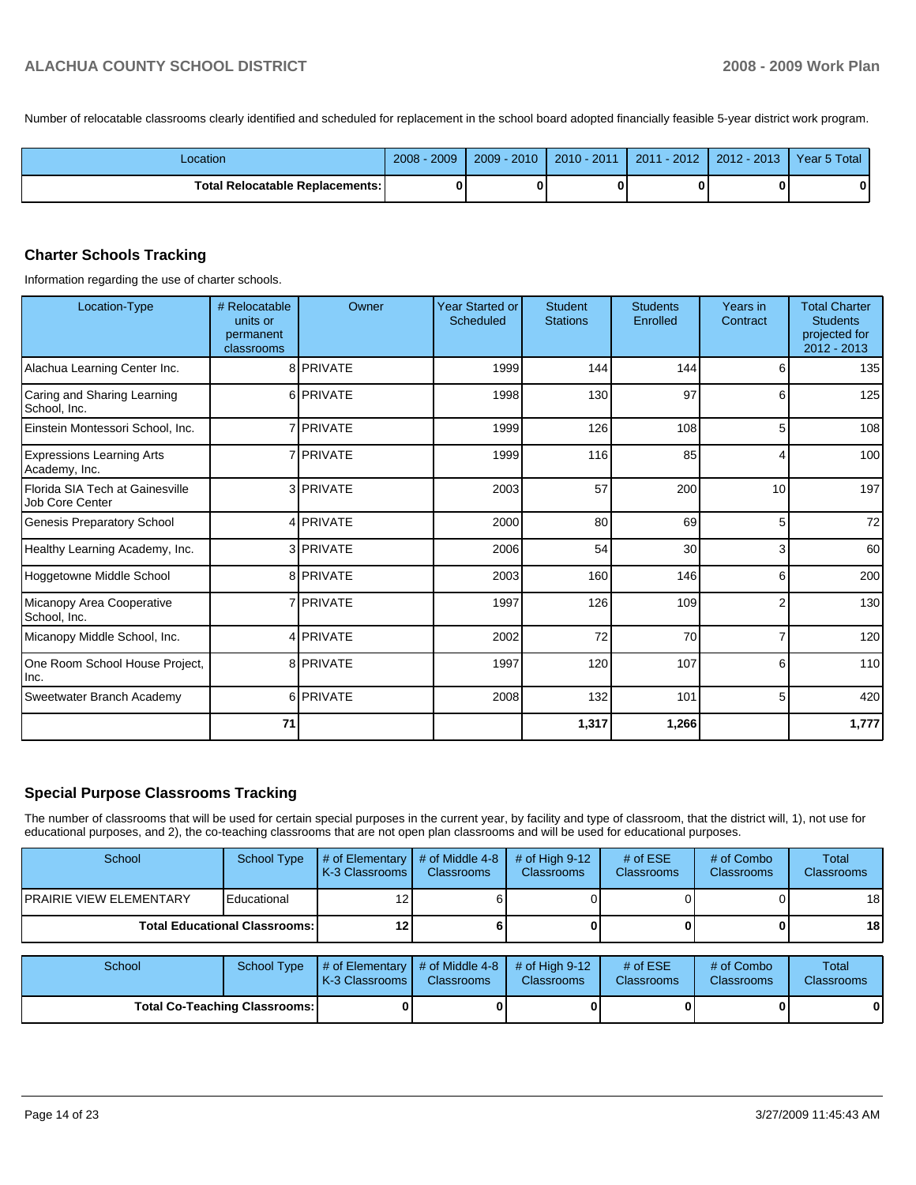Number of relocatable classrooms clearly identified and scheduled for replacement in the school board adopted financially feasible 5-year district work program.

| Location | 2008 - 2009 | 2009 - 2010 | 2010 - 2011 | 2011 - 2012 | 2012 - 2013 | Year 5 Total |
|---|---|---|---|---|---|---|
| **Total Relocatable Replacements:** | **0** | **0** | **0** | **0** | **0** | **0** |

## Charter Schools Tracking

Information regarding the use of charter schools.

| Location-Type | # Relocatable units or permanent classrooms | Owner | Year Started or Scheduled | Student Stations | Students Enrolled | Years in Contract | Total Charter Students projected for 2012 - 2013 |
|---|---|---|---|---|---|---|---|
| Alachua Learning Center Inc. | 8 | PRIVATE | 1999 | 144 | 144 | 6 | 135 |
| Caring and Sharing Learning School, Inc. | 6 | PRIVATE | 1998 | 130 | 97 | 6 | 125 |
| Einstein Montessori School, Inc. | 7 | PRIVATE | 1999 | 126 | 108 | 5 | 108 |
| Expressions Learning Arts Academy, Inc. | 7 | PRIVATE | 1999 | 116 | 85 | 4 | 100 |
| Florida SIA Tech at Gainesville Job Core Center | 3 | PRIVATE | 2003 | 57 | 200 | 10 | 197 |
| Genesis Preparatory School | 4 | PRIVATE | 2000 | 80 | 69 | 5 | 72 |
| Healthy Learning Academy, Inc. | 3 | PRIVATE | 2006 | 54 | 30 | 3 | 60 |
| Hoggetowne Middle School | 8 | PRIVATE | 2003 | 160 | 146 | 6 | 200 |
| Micanopy Area Cooperative School, Inc. | 7 | PRIVATE | 1997 | 126 | 109 | 2 | 130 |
| Micanopy Middle School, Inc. | 4 | PRIVATE | 2002 | 72 | 70 | 7 | 120 |
| One Room School House Project, Inc. | 8 | PRIVATE | 1997 | 120 | 107 | 6 | 110 |
| Sweetwater Branch Academy | 6 | PRIVATE | 2008 | 132 | 101 | 5 | 420 |
| | **71** | | | **1,317** | **1,266** | | **1,777** |

## Special Purpose Classrooms Tracking

The number of classrooms that will be used for certain special purposes in the current year, by facility and type of classroom, that the district will, 1), not use for educational purposes, and 2), the co-teaching classrooms that are not open plan classrooms and will be used for educational purposes.

| School | School Type | # of Elementary K-3 Classrooms | # of Middle 4-8 Classrooms | # of High 9-12 Classrooms | # of ESE Classrooms | # of Combo Classrooms | Total Classrooms |
|---|---|---|---|---|---|---|---|
| PRAIRIE VIEW ELEMENTARY | Educational | 12 | 6 | 0 | 0 | 0 | 18 |
| **Total Educational Classrooms:** | | **12** | **6** | **0** | **0** | **0** | **18** |

| School | School Type | # of Elementary K-3 Classrooms | # of Middle 4-8 Classrooms | # of High 9-12 Classrooms | # of ESE Classrooms | # of Combo Classrooms | Total Classrooms |
|---|---|---|---|---|---|---|---|
| **Total Co-Teaching Classrooms:** | | **0** | **0** | **0** | **0** | **0** | **0** |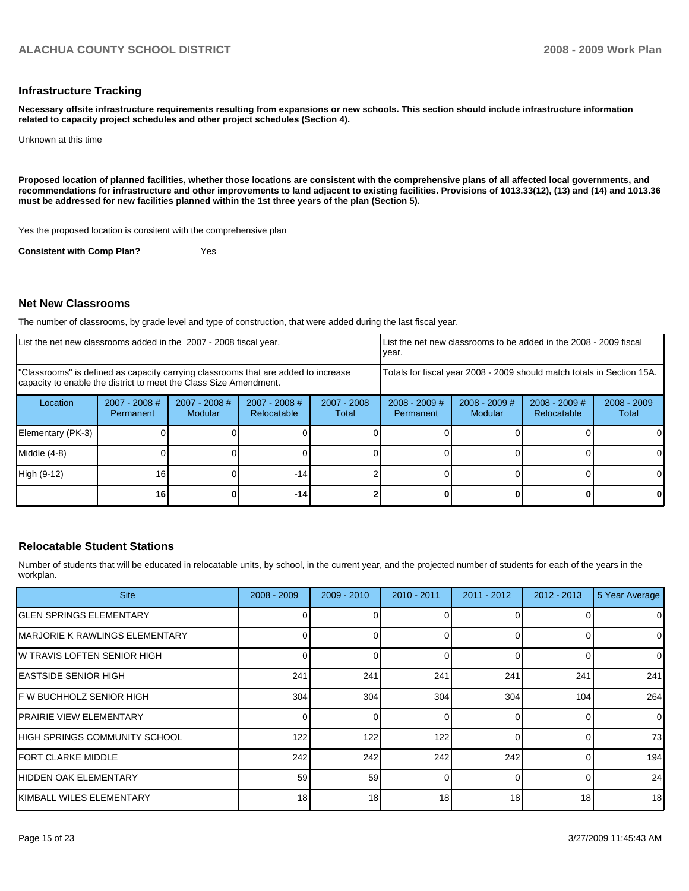## Infrastructure Tracking

**Necessary offsite infrastructure requirements resulting from expansions or new schools. This section should include infrastructure information related to capacity project schedules and other project schedules (Section 4).**

Unknown at this time

**Proposed location of planned facilities, whether those locations are consistent with the comprehensive plans of all affected local governments, and recommendations for infrastructure and other improvements to land adjacent to existing facilities. Provisions of 1013.33(12), (13) and (14) and 1013.36 must be addressed for new facilities planned within the 1st three years of the plan (Section 5).**

Yes the proposed location is consitent with the comprehensive plan

**Consistent with Comp Plan?** Yes

## Net New Classrooms

The number of classrooms, by grade level and type of construction, that were added during the last fiscal year.

| List the net new classrooms added in the 2007 - 2008 fiscal year. | | | | | List the net new classrooms to be added in the 2008 - 2009 fiscal year. | | | |
|---|---|---|---|---|---|---|---|---|
| "Classrooms" is defined as capacity carrying classrooms that are added to increase capacity to enable the district to meet the Class Size Amendment. | | | | | Totals for fiscal year 2008 - 2009 should match totals in Section 15A. | | | |
| Location | 2007 - 2008 # Permanent | 2007 - 2008 # Modular | 2007 - 2008 # Relocatable | 2007 - 2008 Total | 2008 - 2009 # Permanent | 2008 - 2009 # Modular | 2008 - 2009 # Relocatable | 2008 - 2009 Total |
| Elementary (PK-3) | 0 | 0 | 0 | 0 | 0 | 0 | 0 | 0 |
| Middle (4-8) | 0 | 0 | 0 | 0 | 0 | 0 | 0 | 0 |
| High (9-12) | 16 | 0 | -14 | 2 | 0 | 0 | 0 | 0 |
| | **16** | **0** | **-14** | **2** | **0** | **0** | **0** | **0** |

## Relocatable Student Stations

Number of students that will be educated in relocatable units, by school, in the current year, and the projected number of students for each of the years in the workplan.

| Site | 2008 - 2009 | 2009 - 2010 | 2010 - 2011 | 2011 - 2012 | 2012 - 2013 | 5 Year Average |
|---|---|---|---|---|---|---|
| GLEN SPRINGS ELEMENTARY | 0 | 0 | 0 | 0 | 0 | 0 |
| MARJORIE K RAWLINGS ELEMENTARY | 0 | 0 | 0 | 0 | 0 | 0 |
| W TRAVIS LOFTEN SENIOR HIGH | 0 | 0 | 0 | 0 | 0 | 0 |
| EASTSIDE SENIOR HIGH | 241 | 241 | 241 | 241 | 241 | 241 |
| F W BUCHHOLZ SENIOR HIGH | 304 | 304 | 304 | 304 | 104 | 264 |
| PRAIRIE VIEW ELEMENTARY | 0 | 0 | 0 | 0 | 0 | 0 |
| HIGH SPRINGS COMMUNITY SCHOOL | 122 | 122 | 122 | 0 | 0 | 73 |
| FORT CLARKE MIDDLE | 242 | 242 | 242 | 242 | 0 | 194 |
| HIDDEN OAK ELEMENTARY | 59 | 59 | 0 | 0 | 0 | 24 |
| KIMBALL WILES ELEMENTARY | 18 | 18 | 18 | 18 | 18 | 18 |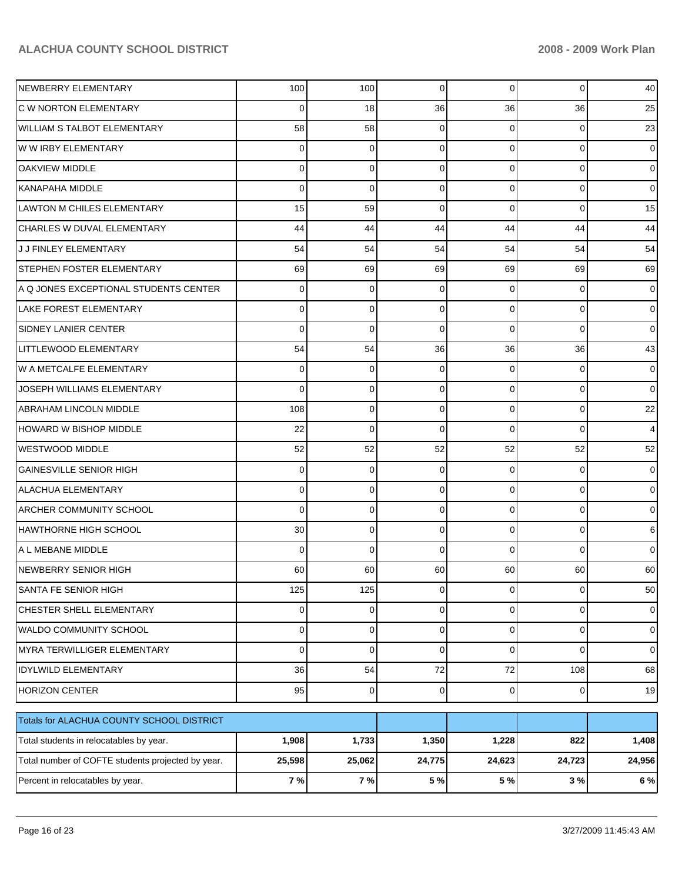| | | | | | | |
|---|---|---|---|---|---|---|
| NEWBERRY ELEMENTARY | 100 | 100 | 0 | 0 | 0 | 40 |
| C W NORTON ELEMENTARY | 0 | 18 | 36 | 36 | 36 | 25 |
| WILLIAM S TALBOT ELEMENTARY | 58 | 58 | 0 | 0 | 0 | 23 |
| W W IRBY ELEMENTARY | 0 | 0 | 0 | 0 | 0 | 0 |
| OAKVIEW MIDDLE | 0 | 0 | 0 | 0 | 0 | 0 |
| KANAPAHA MIDDLE | 0 | 0 | 0 | 0 | 0 | 0 |
| LAWTON M CHILES ELEMENTARY | 15 | 59 | 0 | 0 | 0 | 15 |
| CHARLES W DUVAL ELEMENTARY | 44 | 44 | 44 | 44 | 44 | 44 |
| J J FINLEY ELEMENTARY | 54 | 54 | 54 | 54 | 54 | 54 |
| STEPHEN FOSTER ELEMENTARY | 69 | 69 | 69 | 69 | 69 | 69 |
| A Q JONES EXCEPTIONAL STUDENTS CENTER | 0 | 0 | 0 | 0 | 0 | 0 |
| LAKE FOREST ELEMENTARY | 0 | 0 | 0 | 0 | 0 | 0 |
| SIDNEY LANIER CENTER | 0 | 0 | 0 | 0 | 0 | 0 |
| LITTLEWOOD ELEMENTARY | 54 | 54 | 36 | 36 | 36 | 43 |
| W A METCALFE ELEMENTARY | 0 | 0 | 0 | 0 | 0 | 0 |
| JOSEPH WILLIAMS ELEMENTARY | 0 | 0 | 0 | 0 | 0 | 0 |
| ABRAHAM LINCOLN MIDDLE | 108 | 0 | 0 | 0 | 0 | 22 |
| HOWARD W BISHOP MIDDLE | 22 | 0 | 0 | 0 | 0 | 4 |
| WESTWOOD MIDDLE | 52 | 52 | 52 | 52 | 52 | 52 |
| GAINESVILLE SENIOR HIGH | 0 | 0 | 0 | 0 | 0 | 0 |
| ALACHUA ELEMENTARY | 0 | 0 | 0 | 0 | 0 | 0 |
| ARCHER COMMUNITY SCHOOL | 0 | 0 | 0 | 0 | 0 | 0 |
| HAWTHORNE HIGH SCHOOL | 30 | 0 | 0 | 0 | 0 | 6 |
| A L MEBANE MIDDLE | 0 | 0 | 0 | 0 | 0 | 0 |
| NEWBERRY SENIOR HIGH | 60 | 60 | 60 | 60 | 60 | 60 |
| SANTA FE SENIOR HIGH | 125 | 125 | 0 | 0 | 0 | 50 |
| CHESTER SHELL ELEMENTARY | 0 | 0 | 0 | 0 | 0 | 0 |
| WALDO COMMUNITY SCHOOL | 0 | 0 | 0 | 0 | 0 | 0 |
| MYRA TERWILLIGER ELEMENTARY | 0 | 0 | 0 | 0 | 0 | 0 |
| IDYLWILD ELEMENTARY | 36 | 54 | 72 | 72 | 108 | 68 |
| HORIZON CENTER | 95 | 0 | 0 | 0 | 0 | 19 |

| Totals for ALACHUA COUNTY SCHOOL DISTRICT | | | | | | |
|---|---|---|---|---|---|---|
| Total students in relocatables by year. | **1,908** | **1,733** | **1,350** | **1,228** | **822** | **1,408** |
| Total number of COFTE students projected by year. | **25,598** | **25,062** | **24,775** | **24,623** | **24,723** | **24,956** |
| Percent in relocatables by year. | **7 %** | **7 %** | **5 %** | **5 %** | **3 %** | **6 %** |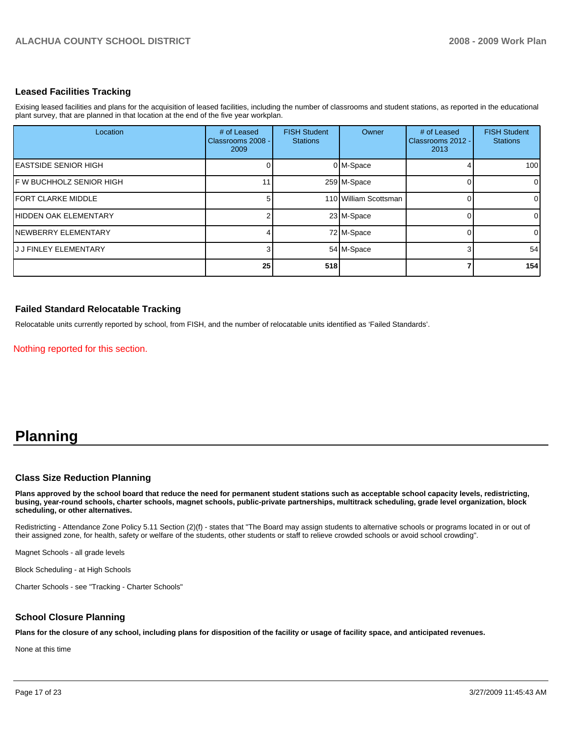## Leased Facilities Tracking

Exising leased facilities and plans for the acquisition of leased facilities, including the number of classrooms and student stations, as reported in the educational plant survey, that are planned in that location at the end of the five year workplan.

| Location | # of Leased Classrooms 2008 - 2009 | FISH Student Stations | Owner | # of Leased Classrooms 2012 - 2013 | FISH Student Stations |
|---|---|---|---|---|---|
| EASTSIDE SENIOR HIGH | 0 | 0 | M-Space | 4 | 100 |
| F W BUCHHOLZ SENIOR HIGH | 11 | 259 | M-Space | 0 | 0 |
| FORT CLARKE MIDDLE | 5 | 110 | William Scottsman | 0 | 0 |
| HIDDEN OAK ELEMENTARY | 2 | 23 | M-Space | 0 | 0 |
| NEWBERRY ELEMENTARY | 4 | 72 | M-Space | 0 | 0 |
| J J FINLEY ELEMENTARY | 3 | 54 | M-Space | 3 | 54 |
| | **25** | **518** | | **7** | **154** |

## Failed Standard Relocatable Tracking

Relocatable units currently reported by school, from FISH, and the number of relocatable units identified as 'Failed Standards'.

Nothing reported for this section.

# Planning

## Class Size Reduction Planning

**Plans approved by the school board that reduce the need for permanent student stations such as acceptable school capacity levels, redistricting, busing, year-round schools, charter schools, magnet schools, public-private partnerships, multitrack scheduling, grade level organization, block scheduling, or other alternatives.**

Redistricting - Attendance Zone Policy 5.11 Section (2)(f) - states that "The Board may assign students to alternative schools or programs located in or out of their assigned zone, for health, safety or welfare of the students, other students or staff to relieve crowded schools or avoid school crowding".

Magnet Schools - all grade levels

Block Scheduling - at High Schools

Charter Schools - see "Tracking - Charter Schools"

## School Closure Planning

**Plans for the closure of any school, including plans for disposition of the facility or usage of facility space, and anticipated revenues.**

None at this time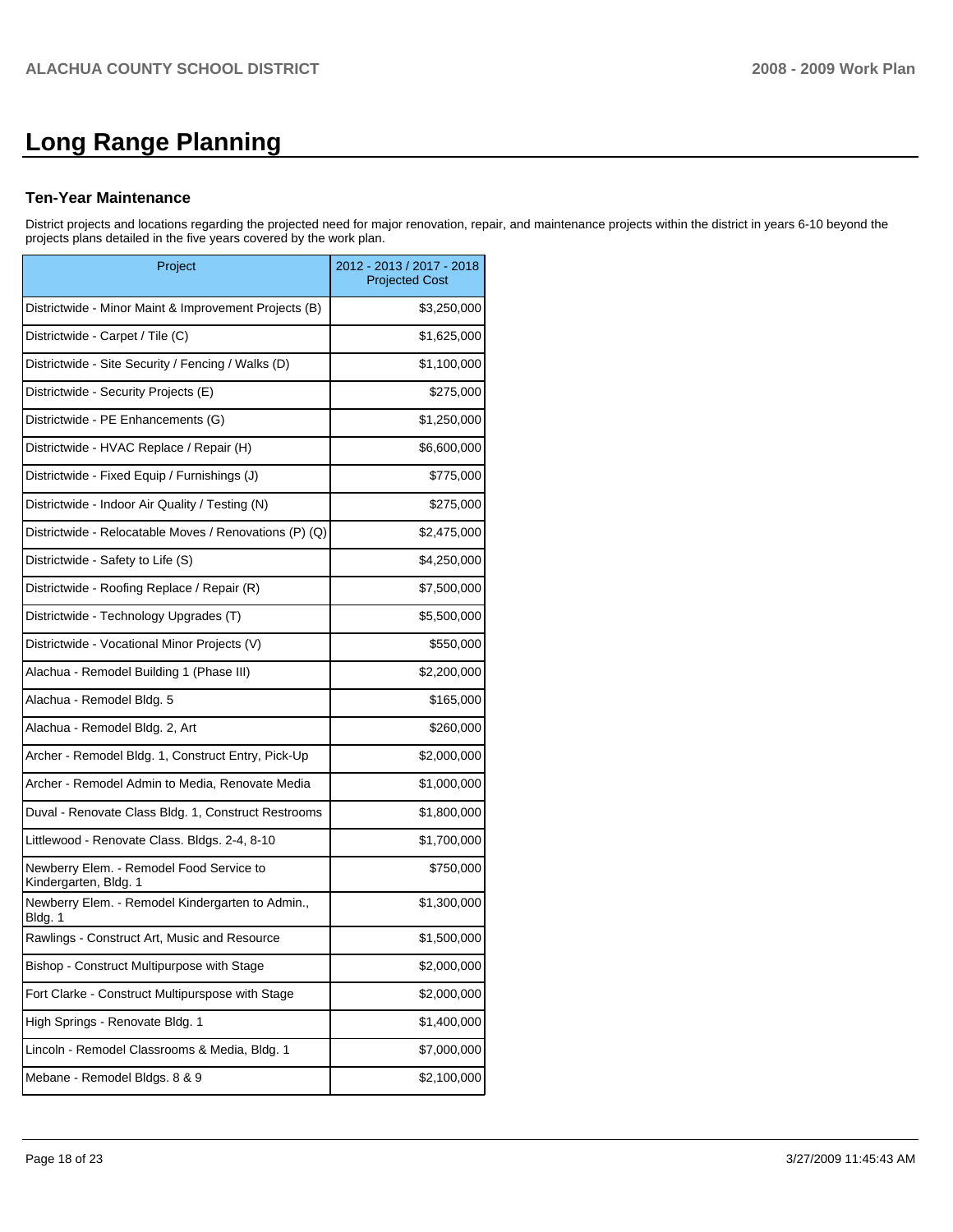# Long Range Planning

### Ten-Year Maintenance

District projects and locations regarding the projected need for major renovation, repair, and maintenance projects within the district in years 6-10 beyond the projects plans detailed in the five years covered by the work plan.

| Project | 2012 - 2013 / 2017 - 2018 Projected Cost |
|---|---|
| Districtwide - Minor Maint & Improvement Projects (B) | $3,250,000 |
| Districtwide - Carpet / Tile (C) | $1,625,000 |
| Districtwide - Site Security / Fencing / Walks (D) | $1,100,000 |
| Districtwide - Security Projects (E) | $275,000 |
| Districtwide - PE Enhancements (G) | $1,250,000 |
| Districtwide - HVAC Replace / Repair (H) | $6,600,000 |
| Districtwide - Fixed Equip / Furnishings (J) | $775,000 |
| Districtwide - Indoor Air Quality / Testing (N) | $275,000 |
| Districtwide - Relocatable Moves / Renovations (P) (Q) | $2,475,000 |
| Districtwide - Safety to Life (S) | $4,250,000 |
| Districtwide - Roofing Replace / Repair (R) | $7,500,000 |
| Districtwide - Technology Upgrades (T) | $5,500,000 |
| Districtwide - Vocational Minor Projects (V) | $550,000 |
| Alachua - Remodel Building 1 (Phase III) | $2,200,000 |
| Alachua - Remodel Bldg. 5 | $165,000 |
| Alachua - Remodel Bldg. 2, Art | $260,000 |
| Archer - Remodel Bldg. 1, Construct Entry, Pick-Up | $2,000,000 |
| Archer - Remodel Admin to Media, Renovate Media | $1,000,000 |
| Duval - Renovate Class Bldg. 1, Construct Restrooms | $1,800,000 |
| Littlewood - Renovate Class. Bldgs. 2-4, 8-10 | $1,700,000 |
| Newberry Elem. - Remodel Food Service to Kindergarten, Bldg. 1 | $750,000 |
| Newberry Elem. - Remodel Kindergarten to Admin., Bldg. 1 | $1,300,000 |
| Rawlings - Construct Art, Music and Resource | $1,500,000 |
| Bishop - Construct Multipurpose with Stage | $2,000,000 |
| Fort Clarke - Construct Multipurspose with Stage | $2,000,000 |
| High Springs - Renovate Bldg. 1 | $1,400,000 |
| Lincoln - Remodel Classrooms & Media, Bldg. 1 | $7,000,000 |
| Mebane - Remodel Bldgs. 8 & 9 | $2,100,000 |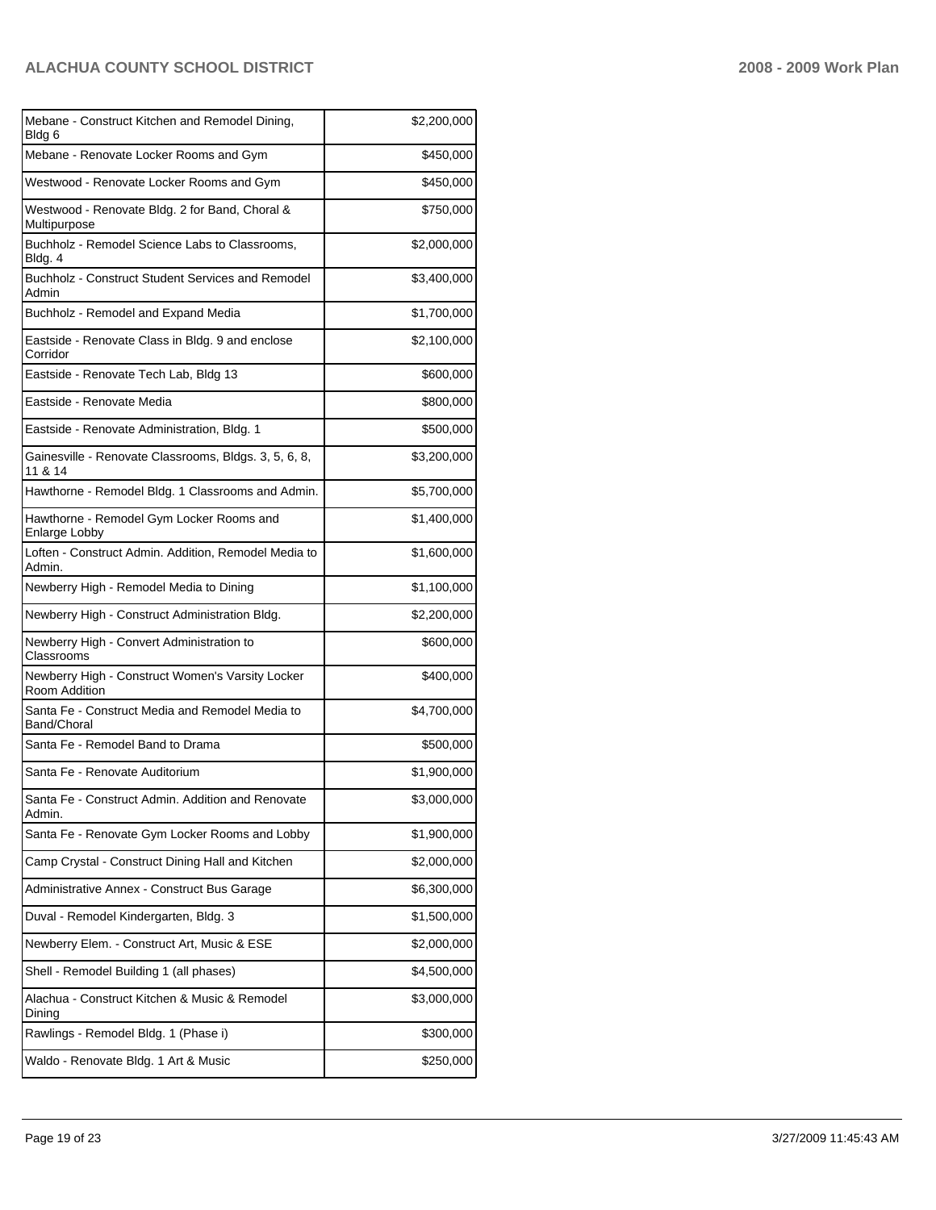| | |
|---|---|
| Mebane - Construct Kitchen and Remodel Dining, Bldg 6 | $2,200,000 |
| Mebane - Renovate Locker Rooms and Gym | $450,000 |
| Westwood - Renovate Locker Rooms and Gym | $450,000 |
| Westwood - Renovate Bldg. 2 for Band, Choral & Multipurpose | $750,000 |
| Buchholz - Remodel Science Labs to Classrooms, Bldg. 4 | $2,000,000 |
| Buchholz - Construct Student Services and Remodel Admin | $3,400,000 |
| Buchholz - Remodel and Expand Media | $1,700,000 |
| Eastside - Renovate Class in Bldg. 9 and enclose Corridor | $2,100,000 |
| Eastside - Renovate Tech Lab, Bldg 13 | $600,000 |
| Eastside - Renovate Media | $800,000 |
| Eastside - Renovate Administration, Bldg. 1 | $500,000 |
| Gainesville - Renovate Classrooms, Bldgs. 3, 5, 6, 8, 11 & 14 | $3,200,000 |
| Hawthorne - Remodel Bldg. 1 Classrooms and Admin. | $5,700,000 |
| Hawthorne - Remodel Gym Locker Rooms and Enlarge Lobby | $1,400,000 |
| Loften - Construct Admin. Addition, Remodel Media to Admin. | $1,600,000 |
| Newberry High - Remodel Media to Dining | $1,100,000 |
| Newberry High - Construct Administration Bldg. | $2,200,000 |
| Newberry High - Convert Administration to Classrooms | $600,000 |
| Newberry High - Construct Women's Varsity Locker Room Addition | $400,000 |
| Santa Fe - Construct Media and Remodel Media to Band/Choral | $4,700,000 |
| Santa Fe - Remodel Band to Drama | $500,000 |
| Santa Fe - Renovate Auditorium | $1,900,000 |
| Santa Fe - Construct Admin. Addition and Renovate Admin. | $3,000,000 |
| Santa Fe - Renovate Gym Locker Rooms and Lobby | $1,900,000 |
| Camp Crystal - Construct Dining Hall and Kitchen | $2,000,000 |
| Administrative Annex - Construct Bus Garage | $6,300,000 |
| Duval - Remodel Kindergarten, Bldg. 3 | $1,500,000 |
| Newberry Elem. - Construct Art, Music & ESE | $2,000,000 |
| Shell - Remodel Building 1 (all phases) | $4,500,000 |
| Alachua - Construct Kitchen & Music & Remodel Dining | $3,000,000 |
| Rawlings - Remodel Bldg. 1 (Phase i) | $300,000 |
| Waldo - Renovate Bldg. 1 Art & Music | $250,000 |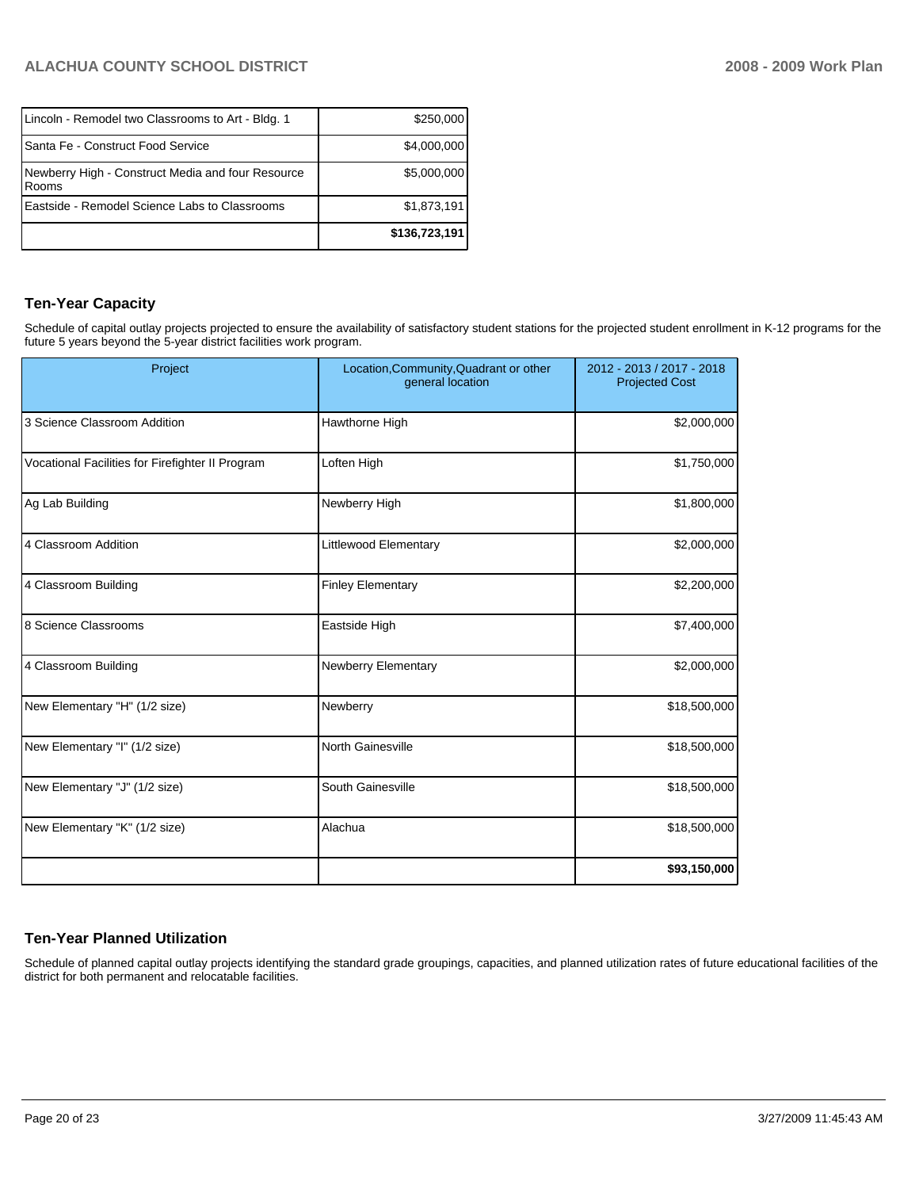| | |
|---|---|
| Lincoln - Remodel two Classrooms to Art - Bldg. 1 | $250,000 |
| Santa Fe - Construct Food Service | $4,000,000 |
| Newberry High - Construct Media and four Resource Rooms | $5,000,000 |
| Eastside - Remodel Science Labs to Classrooms | $1,873,191 |
| | **$136,723,191** |

## Ten-Year Capacity

Schedule of capital outlay projects projected to ensure the availability of satisfactory student stations for the projected student enrollment in K-12 programs for the future 5 years beyond the 5-year district facilities work program.

| Project | Location,Community,Quadrant or other general location | 2012 - 2013 / 2017 - 2018 Projected Cost |
|---|---|---|
| 3 Science Classroom Addition | Hawthorne High | $2,000,000 |
| Vocational Facilities for Firefighter II Program | Loften High | $1,750,000 |
| Ag Lab Building | Newberry High | $1,800,000 |
| 4 Classroom Addition | Littlewood Elementary | $2,000,000 |
| 4 Classroom Building | Finley Elementary | $2,200,000 |
| 8 Science Classrooms | Eastside High | $7,400,000 |
| 4 Classroom Building | Newberry Elementary | $2,000,000 |
| New Elementary "H" (1/2 size) | Newberry | $18,500,000 |
| New Elementary "I" (1/2 size) | North Gainesville | $18,500,000 |
| New Elementary "J" (1/2 size) | South Gainesville | $18,500,000 |
| New Elementary "K" (1/2 size) | Alachua | $18,500,000 |
| | | **$93,150,000** |

## Ten-Year Planned Utilization

Schedule of planned capital outlay projects identifying the standard grade groupings, capacities, and planned utilization rates of future educational facilities of the district for both permanent and relocatable facilities.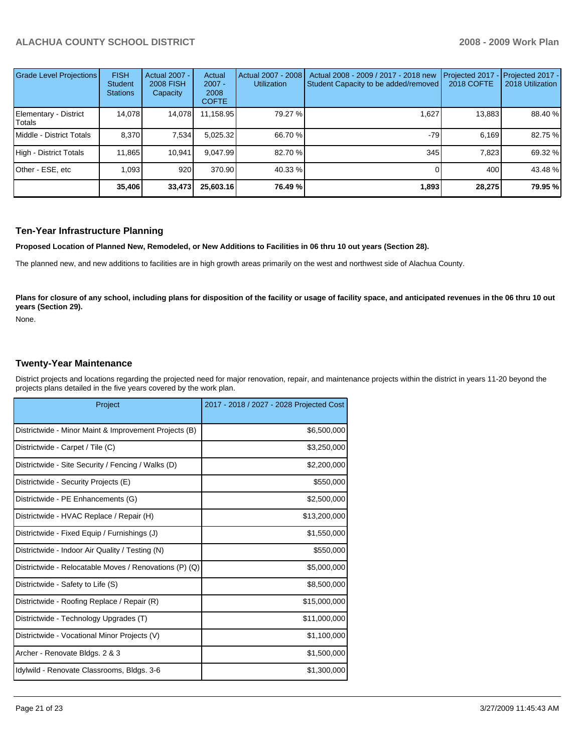| Grade Level Projections | FISH Student Stations | Actual 2007 - 2008 FISH Capacity | Actual 2007 - 2008 COFTE | Actual 2007 - 2008 Utilization | Actual 2008 - 2009 / 2017 - 2018 new Student Capacity to be added/removed | Projected 2017 - 2018 COFTE | Projected 2017 - 2018 Utilization |
|---|---|---|---|---|---|---|---|
| Elementary - District Totals | 14,078 | 14,078 | 11,158.95 | 79.27 % | 1,627 | 13,883 | 88.40 % |
| Middle - District Totals | 8,370 | 7,534 | 5,025.32 | 66.70 % | -79 | 6,169 | 82.75 % |
| High - District Totals | 11,865 | 10,941 | 9,047.99 | 82.70 % | 345 | 7,823 | 69.32 % |
| Other - ESE, etc | 1,093 | 920 | 370.90 | 40.33 % | 0 | 400 | 43.48 % |
| | **35,406** | **33,473** | **25,603.16** | **76.49 %** | **1,893** | **28,275** | **79.95 %** |

## Ten-Year Infrastructure Planning

**Proposed Location of Planned New, Remodeled, or New Additions to Facilities in 06 thru 10 out years (Section 28).**

The planned new, and new additions to facilities are in high growth areas primarily on the west and northwest side of Alachua County.

**Plans for closure of any school, including plans for disposition of the facility or usage of facility space, and anticipated revenues in the 06 thru 10 out years (Section 29).**

None.

## Twenty-Year Maintenance

District projects and locations regarding the projected need for major renovation, repair, and maintenance projects within the district in years 11-20 beyond the projects plans detailed in the five years covered by the work plan.

| Project | 2017 - 2018 / 2027 - 2028 Projected Cost |
|---|---|
| Districtwide - Minor Maint & Improvement Projects (B) | $6,500,000 |
| Districtwide - Carpet / Tile (C) | $3,250,000 |
| Districtwide - Site Security / Fencing / Walks (D) | $2,200,000 |
| Districtwide - Security Projects (E) | $550,000 |
| Districtwide - PE Enhancements (G) | $2,500,000 |
| Districtwide - HVAC Replace / Repair (H) | $13,200,000 |
| Districtwide - Fixed Equip / Furnishings (J) | $1,550,000 |
| Districtwide - Indoor Air Quality / Testing (N) | $550,000 |
| Districtwide - Relocatable Moves / Renovations (P) (Q) | $5,000,000 |
| Districtwide - Safety to Life (S) | $8,500,000 |
| Districtwide - Roofing Replace / Repair (R) | $15,000,000 |
| Districtwide - Technology Upgrades (T) | $11,000,000 |
| Districtwide - Vocational Minor Projects (V) | $1,100,000 |
| Archer - Renovate Bldgs. 2 & 3 | $1,500,000 |
| Idylwild - Renovate Classrooms, Bldgs. 3-6 | $1,300,000 |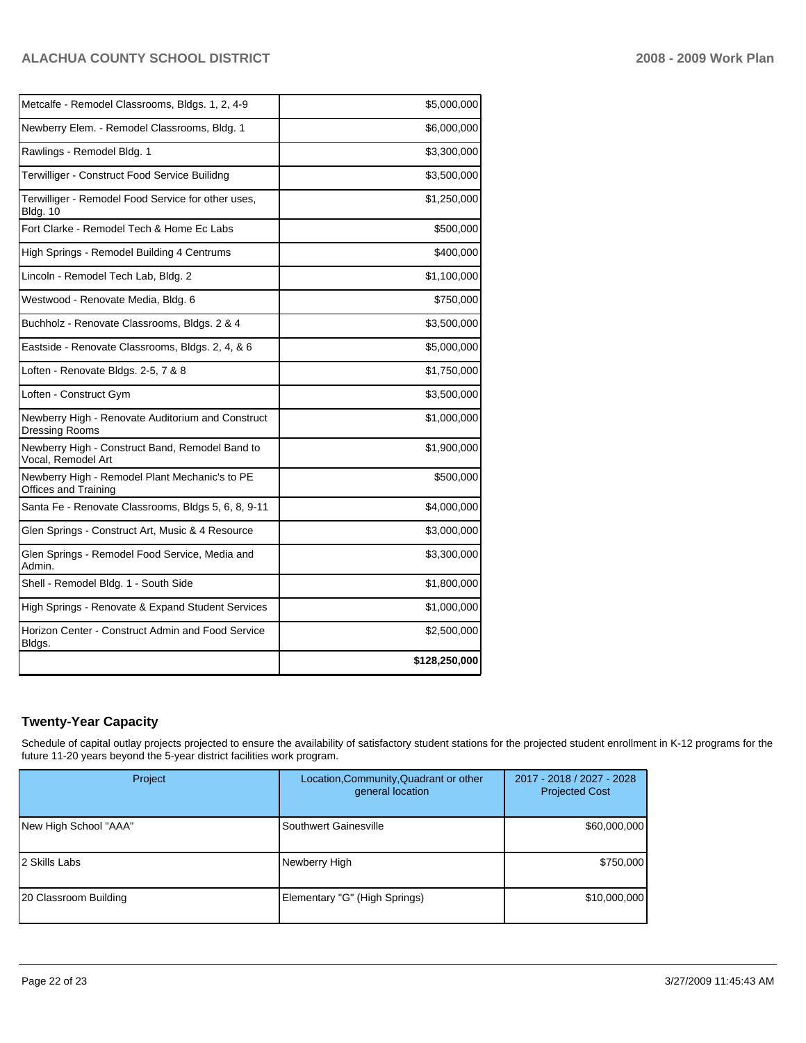| | |
|---|---|
| Metcalfe - Remodel Classrooms, Bldgs. 1, 2, 4-9 | $5,000,000 |
| Newberry Elem. - Remodel Classrooms, Bldg. 1 | $6,000,000 |
| Rawlings - Remodel Bldg. 1 | $3,300,000 |
| Terwilliger - Construct Food Service Builidng | $3,500,000 |
| Terwilliger - Remodel Food Service for other uses, Bldg. 10 | $1,250,000 |
| Fort Clarke - Remodel Tech & Home Ec Labs | $500,000 |
| High Springs - Remodel Building 4 Centrums | $400,000 |
| Lincoln - Remodel Tech Lab, Bldg. 2 | $1,100,000 |
| Westwood - Renovate Media, Bldg. 6 | $750,000 |
| Buchholz - Renovate Classrooms, Bldgs. 2 & 4 | $3,500,000 |
| Eastside - Renovate Classrooms, Bldgs. 2, 4, & 6 | $5,000,000 |
| Loften - Renovate Bldgs. 2-5, 7 & 8 | $1,750,000 |
| Loften - Construct Gym | $3,500,000 |
| Newberry High - Renovate Auditorium and Construct Dressing Rooms | $1,000,000 |
| Newberry High - Construct Band, Remodel Band to Vocal, Remodel Art | $1,900,000 |
| Newberry High - Remodel Plant Mechanic's to PE Offices and Training | $500,000 |
| Santa Fe - Renovate Classrooms, Bldgs 5, 6, 8, 9-11 | $4,000,000 |
| Glen Springs - Construct Art, Music & 4 Resource | $3,000,000 |
| Glen Springs - Remodel Food Service, Media and Admin. | $3,300,000 |
| Shell - Remodel Bldg. 1 - South Side | $1,800,000 |
| High Springs - Renovate & Expand Student Services | $1,000,000 |
| Horizon Center - Construct Admin and Food Service Bldgs. | $2,500,000 |
| | **$128,250,000** |

## Twenty-Year Capacity

Schedule of capital outlay projects projected to ensure the availability of satisfactory student stations for the projected student enrollment in K-12 programs for the future 11-20 years beyond the 5-year district facilities work program.

| Project | Location,Community,Quadrant or other general location | 2017 - 2018 / 2027 - 2028 Projected Cost |
|---|---|---|
| New High School "AAA" | Southwert Gainesville | $60,000,000 |
| 2 Skills Labs | Newberry High | $750,000 |
| 20 Classroom Building | Elementary "G" (High Springs) | $10,000,000 |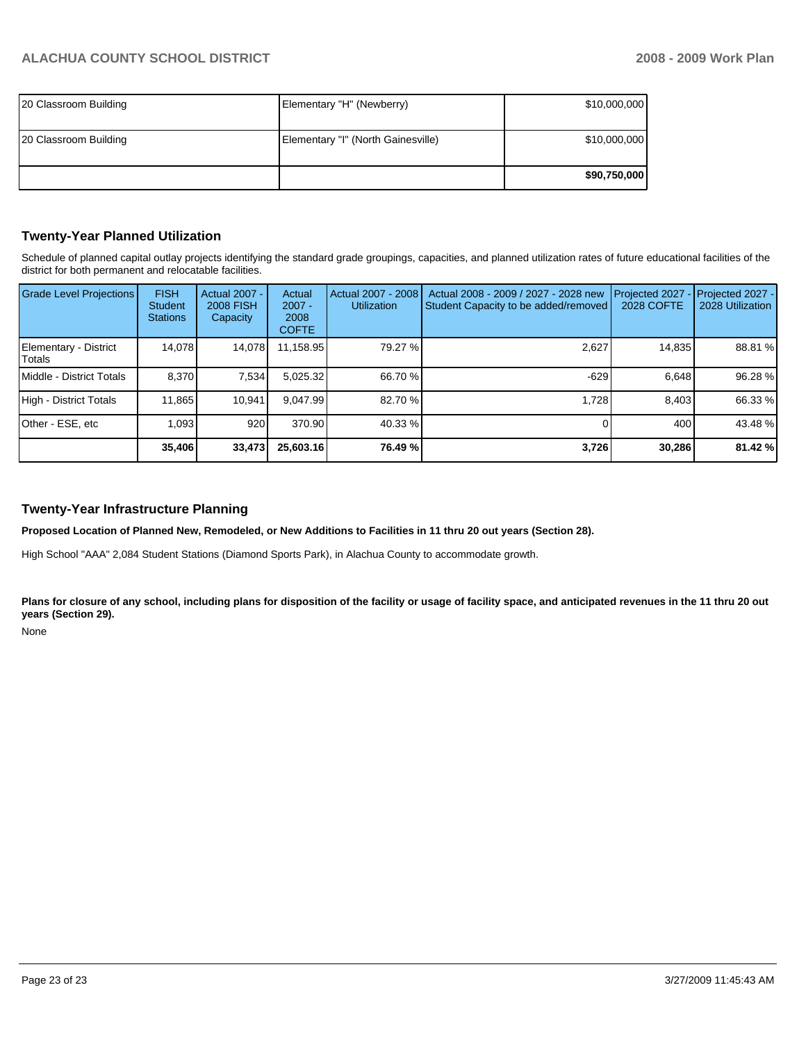| | | |
|---|---|---|
| 20 Classroom Building | Elementary "H" (Newberry) | $10,000,000 |
| 20 Classroom Building | Elementary "I" (North Gainesville) | $10,000,000 |
| | | **$90,750,000** |

## Twenty-Year Planned Utilization

Schedule of planned capital outlay projects identifying the standard grade groupings, capacities, and planned utilization rates of future educational facilities of the district for both permanent and relocatable facilities.

| Grade Level Projections | FISH Student Stations | Actual 2007 - 2008 FISH Capacity | Actual 2007 - 2008 COFTE | Actual 2007 - 2008 Utilization | Actual 2008 - 2009 / 2027 - 2028 new Student Capacity to be added/removed | Projected 2027 - 2028 COFTE | Projected 2027 - 2028 Utilization |
|---|---|---|---|---|---|---|---|
| Elementary - District Totals | 14,078 | 14,078 | 11,158.95 | 79.27 % | 2,627 | 14,835 | 88.81 % |
| Middle - District Totals | 8,370 | 7,534 | 5,025.32 | 66.70 % | -629 | 6,648 | 96.28 % |
| High - District Totals | 11,865 | 10,941 | 9,047.99 | 82.70 % | 1,728 | 8,403 | 66.33 % |
| Other - ESE, etc | 1,093 | 920 | 370.90 | 40.33 % | 0 | 400 | 43.48 % |
| | **35,406** | **33,473** | **25,603.16** | **76.49 %** | **3,726** | **30,286** | **81.42 %** |

## Twenty-Year Infrastructure Planning

**Proposed Location of Planned New, Remodeled, or New Additions to Facilities in 11 thru 20 out years (Section 28).**

High School "AAA" 2,084 Student Stations (Diamond Sports Park), in Alachua County to accommodate growth.

**Plans for closure of any school, including plans for disposition of the facility or usage of facility space, and anticipated revenues in the 11 thru 20 out years (Section 29).**

None